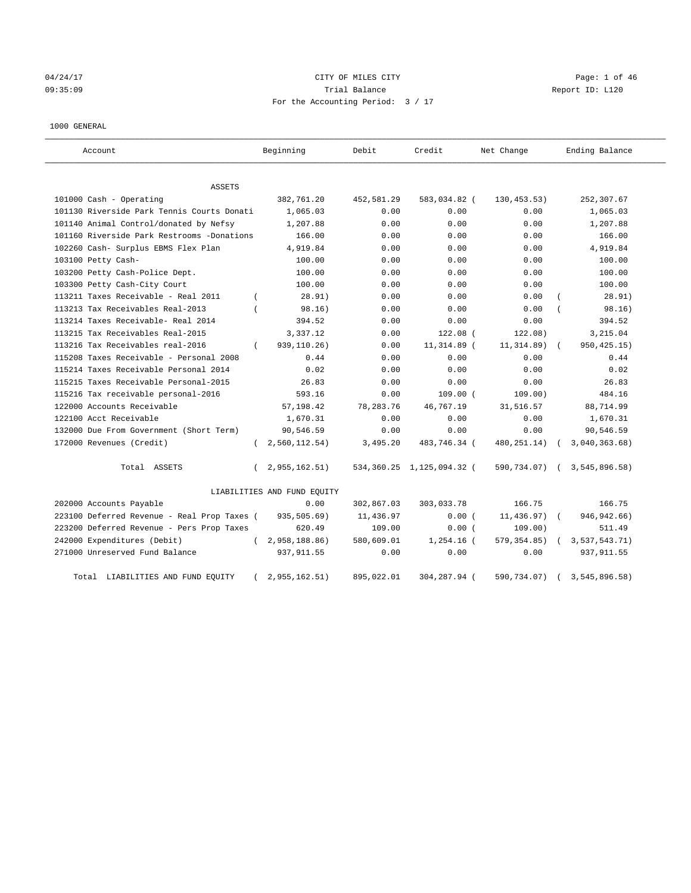04/24/17 CITY OF MILES CITY
09:35:09 Trial Balance Report ID: L120
For the Accounting Period: 3 / 17

1000 GENERAL

| Account | Beginning | Debit | Credit | Net Change | Ending Balance |
|---|---|---|---|---|---|
| ASSETS | | | | | |
| 101000 Cash - Operating | 382,761.20 | 452,581.29 | 583,034.82 | (130,453.53) | 252,307.67 |
| 101130 Riverside Park Tennis Courts Donati | 1,065.03 | 0.00 | 0.00 | 0.00 | 1,065.03 |
| 101140 Animal Control/donated by Nefsy | 1,207.88 | 0.00 | 0.00 | 0.00 | 1,207.88 |
| 101160 Riverside Park Restrooms -Donations | 166.00 | 0.00 | 0.00 | 0.00 | 166.00 |
| 102260 Cash- Surplus EBMS Flex Plan | 4,919.84 | 0.00 | 0.00 | 0.00 | 4,919.84 |
| 103100 Petty Cash- | 100.00 | 0.00 | 0.00 | 0.00 | 100.00 |
| 103200 Petty Cash-Police Dept. | 100.00 | 0.00 | 0.00 | 0.00 | 100.00 |
| 103300 Petty Cash-City Court | 100.00 | 0.00 | 0.00 | 0.00 | 100.00 |
| 113211 Taxes Receivable - Real 2011 | (28.91) | 0.00 | 0.00 | 0.00 | (28.91) |
| 113213 Tax Receivables Real-2013 | (98.16) | 0.00 | 0.00 | 0.00 | (98.16) |
| 113214 Taxes Receivable- Real 2014 | 394.52 | 0.00 | 0.00 | 0.00 | 394.52 |
| 113215 Tax Receivables Real-2015 | 3,337.12 | 0.00 | 122.08 | (122.08) | 3,215.04 |
| 113216 Tax Receivables real-2016 | (939,110.26) | 0.00 | 11,314.89 | (11,314.89) | (950,425.15) |
| 115208 Taxes Receivable - Personal 2008 | 0.44 | 0.00 | 0.00 | 0.00 | 0.44 |
| 115214 Taxes Receivable Personal 2014 | 0.02 | 0.00 | 0.00 | 0.00 | 0.02 |
| 115215 Taxes Receivable Personal-2015 | 26.83 | 0.00 | 0.00 | 0.00 | 26.83 |
| 115216 Tax receivable personal-2016 | 593.16 | 0.00 | 109.00 | (109.00) | 484.16 |
| 122000 Accounts Receivable | 57,198.42 | 78,283.76 | 46,767.19 | 31,516.57 | 88,714.99 |
| 122100 Acct Receivable | 1,670.31 | 0.00 | 0.00 | 0.00 | 1,670.31 |
| 132000 Due From Government (Short Term) | 90,546.59 | 0.00 | 0.00 | 0.00 | 90,546.59 |
| 172000 Revenues (Credit) | (2,560,112.54) | 3,495.20 | 483,746.34 | (480,251.14) | (3,040,363.68) |
| Total ASSETS | (2,955,162.51) | 534,360.25 | 1,125,094.32 | (590,734.07) | (3,545,896.58) |
| LIABILITIES AND FUND EQUITY | | | | | |
| 202000 Accounts Payable | 0.00 | 302,867.03 | 303,033.78 | 166.75 | 166.75 |
| 223100 Deferred Revenue - Real Prop Taxes | (935,505.69) | 11,436.97 | 0.00 | (11,436.97) | (946,942.66) |
| 223200 Deferred Revenue - Pers Prop Taxes | 620.49 | 109.00 | 0.00 | (109.00) | 511.49 |
| 242000 Expenditures (Debit) | (2,958,188.86) | 580,609.01 | 1,254.16 | (579,354.85) | (3,537,543.71) |
| 271000 Unreserved Fund Balance | 937,911.55 | 0.00 | 0.00 | 0.00 | 937,911.55 |
| Total LIABILITIES AND FUND EQUITY | (2,955,162.51) | 895,022.01 | 304,287.94 | (590,734.07) | (3,545,896.58) |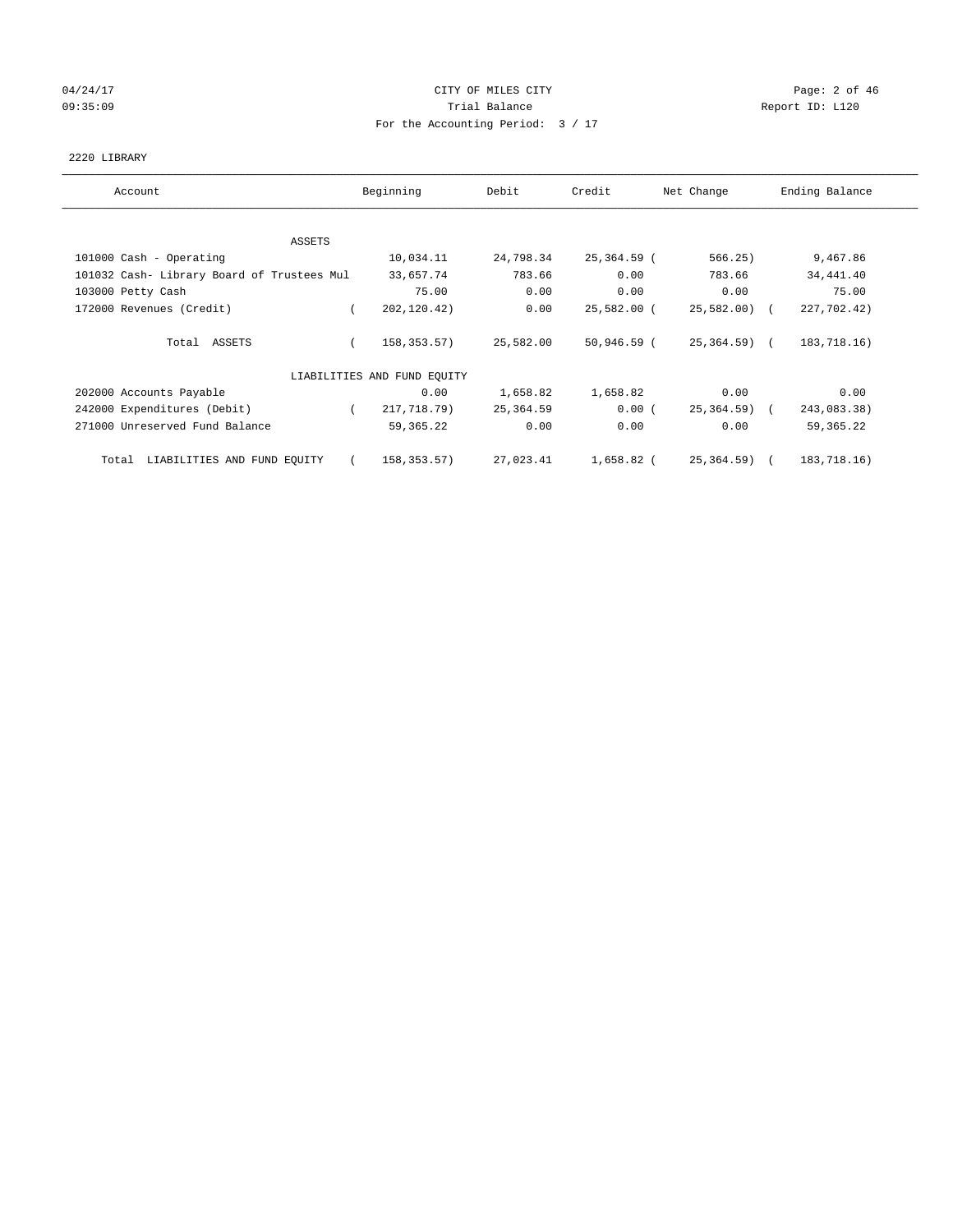CITY OF MILES CITY
Trial Balance
For the Accounting Period: 3 / 17

04/24/17
09:35:09

Report ID: L120

2220 LIBRARY

| Account | Beginning | Debit | Credit | Net Change | Ending Balance |
|---|---|---|---|---|---|
| ASSETS | | | | | |
| 101000 Cash - Operating | 10,034.11 | 24,798.34 | 25,364.59 | ( 566.25) | 9,467.86 |
| 101032 Cash- Library Board of Trustees Mul | 33,657.74 | 783.66 | 0.00 | 783.66 | 34,441.40 |
| 103000 Petty Cash | 75.00 | 0.00 | 0.00 | 0.00 | 75.00 |
| 172000 Revenues (Credit) | ( 202,120.42) | 0.00 | 25,582.00 | ( 25,582.00) | ( 227,702.42) |
| Total ASSETS | ( 158,353.57) | 25,582.00 | 50,946.59 | ( 25,364.59) | ( 183,718.16) |
| LIABILITIES AND FUND EQUITY | | | | | |
| 202000 Accounts Payable | 0.00 | 1,658.82 | 1,658.82 | 0.00 | 0.00 |
| 242000 Expenditures (Debit) | ( 217,718.79) | 25,364.59 | 0.00 | ( 25,364.59) | ( 243,083.38) |
| 271000 Unreserved Fund Balance | 59,365.22 | 0.00 | 0.00 | 0.00 | 59,365.22 |
| Total LIABILITIES AND FUND EQUITY | ( 158,353.57) | 27,023.41 | 1,658.82 | ( 25,364.59) | ( 183,718.16) |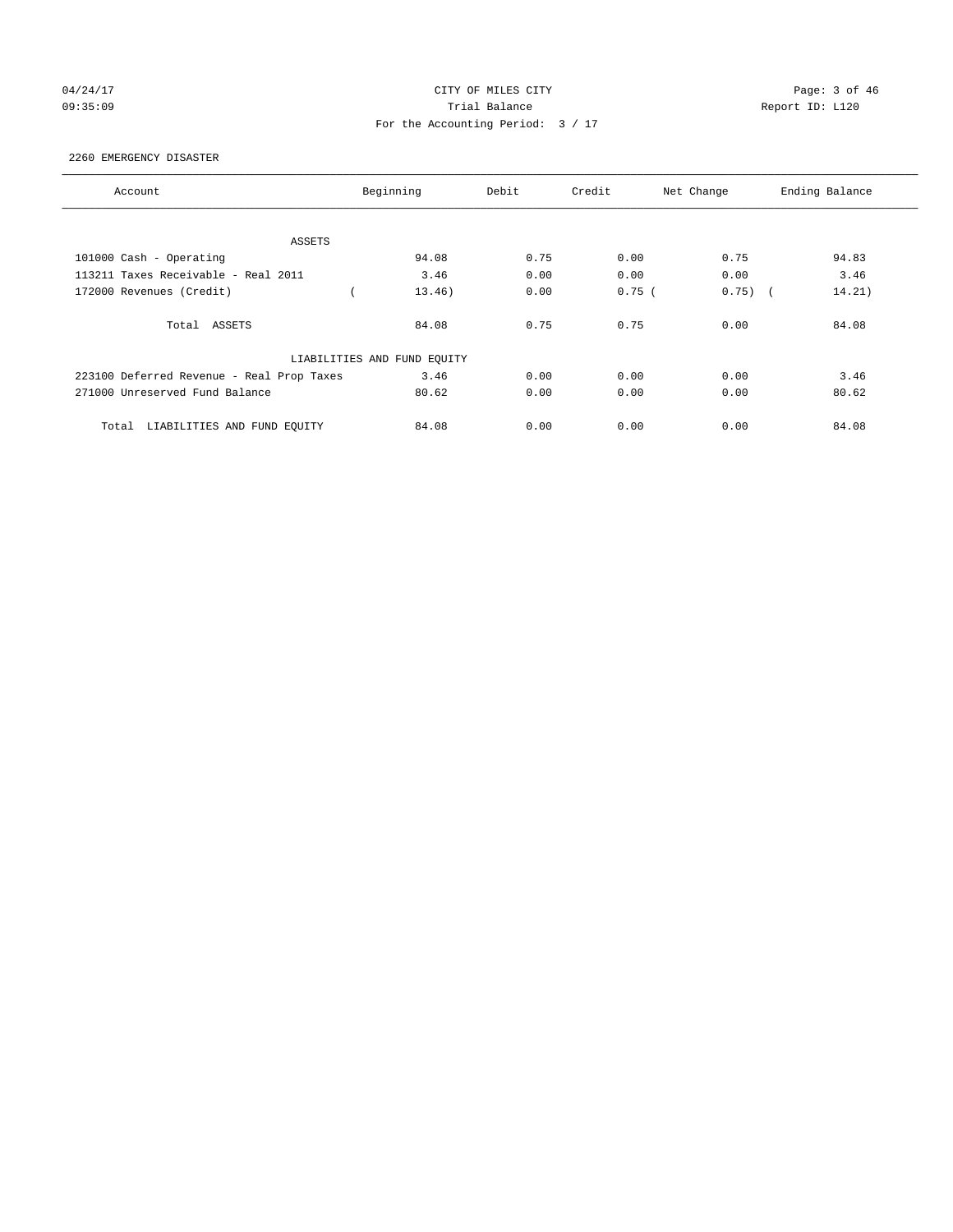CITY OF MILES CITY
Trial Balance
For the Accounting Period: 3 / 17

04/24/17
09:35:09

Report ID: L120

2260 EMERGENCY DISASTER

| Account | Beginning | Debit | Credit | Net Change | Ending Balance |
|---|---|---|---|---|---|
| ASSETS | | | | | |
| 101000 Cash - Operating | 94.08 | 0.75 | 0.00 | 0.75 | 94.83 |
| 113211 Taxes Receivable - Real 2011 | 3.46 | 0.00 | 0.00 | 0.00 | 3.46 |
| 172000 Revenues (Credit) | ( 13.46) | 0.00 | 0.75 | ( 0.75) | ( 14.21) |
| Total ASSETS | 84.08 | 0.75 | 0.75 | 0.00 | 84.08 |
| LIABILITIES AND FUND EQUITY | | | | | |
| 223100 Deferred Revenue - Real Prop Taxes | 3.46 | 0.00 | 0.00 | 0.00 | 3.46 |
| 271000 Unreserved Fund Balance | 80.62 | 0.00 | 0.00 | 0.00 | 80.62 |
| Total LIABILITIES AND FUND EQUITY | 84.08 | 0.00 | 0.00 | 0.00 | 84.08 |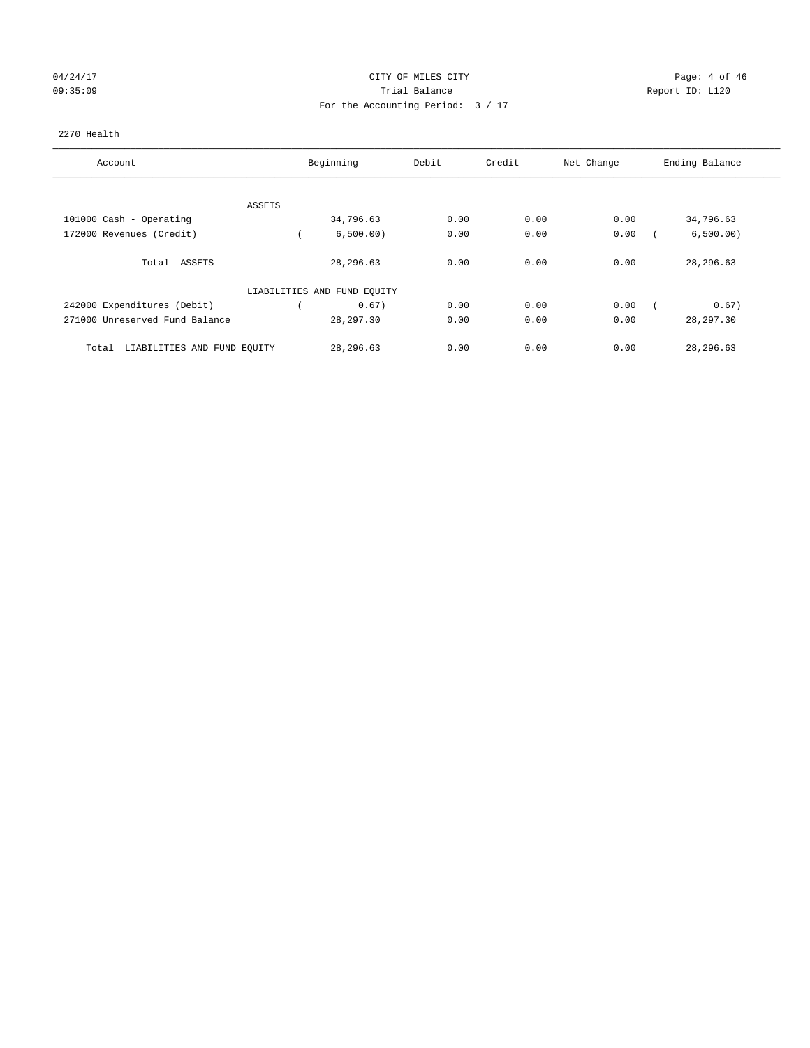CITY OF MILES CITY
Trial Balance
For the Accounting Period: 3 / 17

04/24/17
09:35:09

Report ID: L120

2270 Health

| Account | Beginning | Debit | Credit | Net Change | Ending Balance |
|---|---|---|---|---|---|
| ASSETS | | | | | |
| 101000 Cash - Operating | 34,796.63 | 0.00 | 0.00 | 0.00 | 34,796.63 |
| 172000 Revenues (Credit) | ( 6,500.00) | 0.00 | 0.00 | 0.00 | ( 6,500.00) |
| Total ASSETS | 28,296.63 | 0.00 | 0.00 | 0.00 | 28,296.63 |
| LIABILITIES AND FUND EQUITY | | | | | |
| 242000 Expenditures (Debit) | ( 0.67) | 0.00 | 0.00 | 0.00 | ( 0.67) |
| 271000 Unreserved Fund Balance | 28,297.30 | 0.00 | 0.00 | 0.00 | 28,297.30 |
| Total LIABILITIES AND FUND EQUITY | 28,296.63 | 0.00 | 0.00 | 0.00 | 28,296.63 |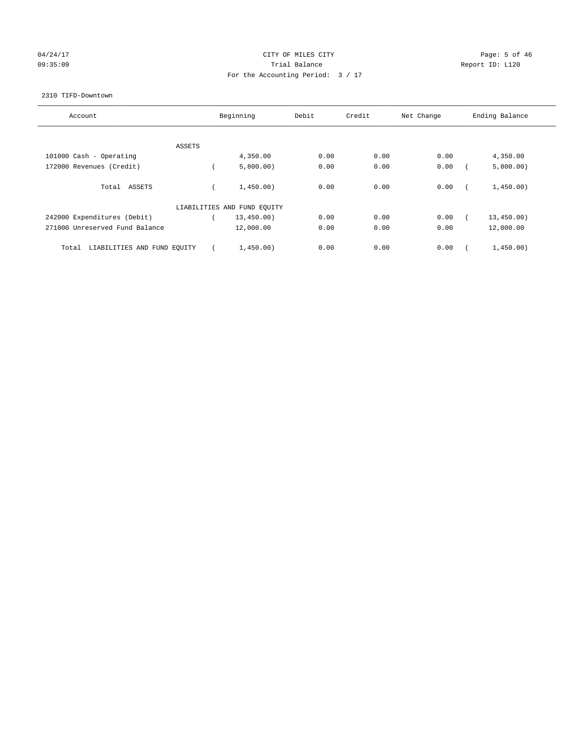CITY OF MILES CITY

Trial Balance

For the Accounting Period: 3 / 17

04/24/17 09:35:09 Report ID: L120

2310 TIFD-Downtown

| Account | Beginning | Debit | Credit | Net Change | Ending Balance |
|---|---|---|---|---|---|
| ASSETS | | | | | |
| 101000 Cash - Operating | 4,350.00 | 0.00 | 0.00 | 0.00 | 4,350.00 |
| 172000 Revenues (Credit) | ( 5,800.00) | 0.00 | 0.00 | 0.00 | ( 5,800.00) |
| Total ASSETS | ( 1,450.00) | 0.00 | 0.00 | 0.00 | ( 1,450.00) |
| LIABILITIES AND FUND EQUITY | | | | | |
| 242000 Expenditures (Debit) | ( 13,450.00) | 0.00 | 0.00 | 0.00 | ( 13,450.00) |
| 271000 Unreserved Fund Balance | 12,000.00 | 0.00 | 0.00 | 0.00 | 12,000.00 |
| Total LIABILITIES AND FUND EQUITY | ( 1,450.00) | 0.00 | 0.00 | 0.00 | ( 1,450.00) |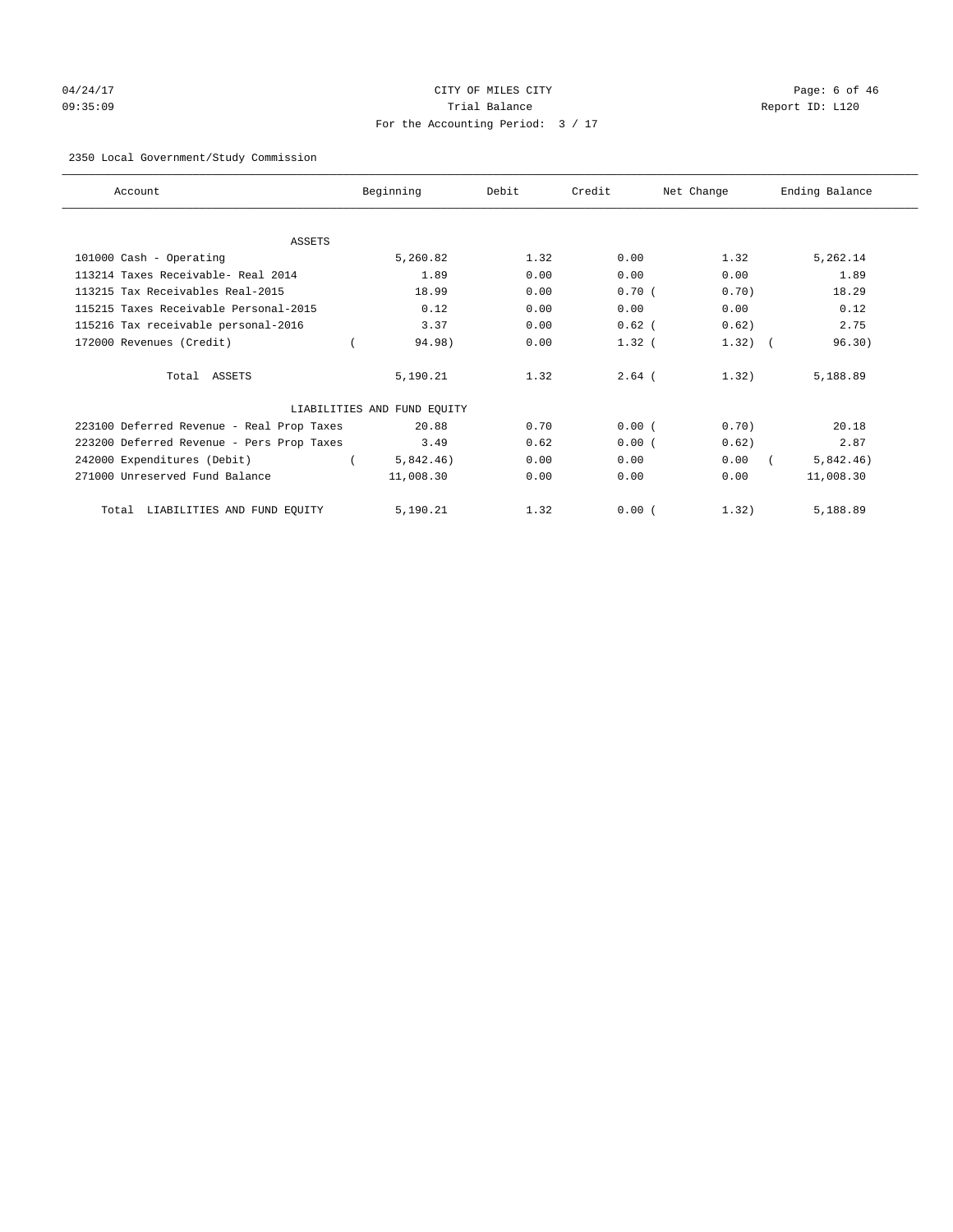04/24/17 CITY OF MILES CITY
09:35:09 Trial Balance Report ID: L120
For the Accounting Period: 3 / 17

2350 Local Government/Study Commission

| Account | Beginning | Debit | Credit | Net Change | Ending Balance |
|---|---|---|---|---|---|
| ASSETS | | | | | |
| 101000 Cash - Operating | 5,260.82 | 1.32 | 0.00 | 1.32 | 5,262.14 |
| 113214 Taxes Receivable- Real 2014 | 1.89 | 0.00 | 0.00 | 0.00 | 1.89 |
| 113215 Tax Receivables Real-2015 | 18.99 | 0.00 | 0.70 | ( 0.70) | 18.29 |
| 115215 Taxes Receivable Personal-2015 | 0.12 | 0.00 | 0.00 | 0.00 | 0.12 |
| 115216 Tax receivable personal-2016 | 3.37 | 0.00 | 0.62 | ( 0.62) | 2.75 |
| 172000 Revenues (Credit) | ( 94.98) | 0.00 | 1.32 | ( 1.32) | ( 96.30) |
| Total ASSETS | 5,190.21 | 1.32 | 2.64 | ( 1.32) | 5,188.89 |
| LIABILITIES AND FUND EQUITY | | | | | |
| 223100 Deferred Revenue - Real Prop Taxes | 20.88 | 0.70 | 0.00 | ( 0.70) | 20.18 |
| 223200 Deferred Revenue - Pers Prop Taxes | 3.49 | 0.62 | 0.00 | ( 0.62) | 2.87 |
| 242000 Expenditures (Debit) | ( 5,842.46) | 0.00 | 0.00 | 0.00 | ( 5,842.46) |
| 271000 Unreserved Fund Balance | 11,008.30 | 0.00 | 0.00 | 0.00 | 11,008.30 |
| Total LIABILITIES AND FUND EQUITY | 5,190.21 | 1.32 | 0.00 | ( 1.32) | 5,188.89 |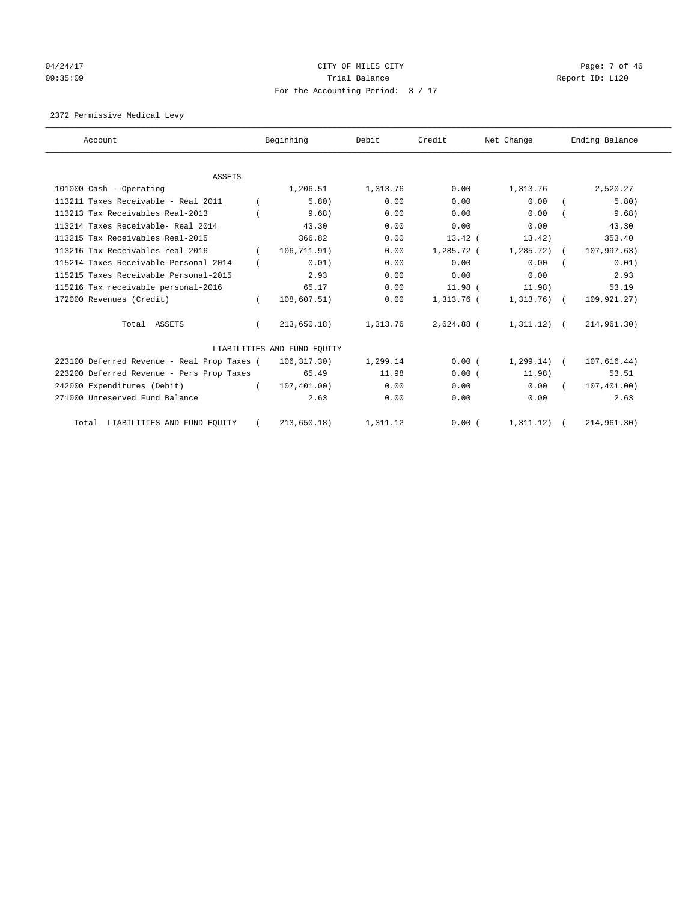CITY OF MILES CITY

Trial Balance

For the Accounting Period: 3 / 17

04/24/17 09:35:09 — Report ID: L120

2372 Permissive Medical Levy

| Account | Beginning | Debit | Credit | Net Change | Ending Balance |
|---|---|---|---|---|---|
| **ASSETS** | | | | | |
| 101000 Cash - Operating | 1,206.51 | 1,313.76 | 0.00 | 1,313.76 | 2,520.27 |
| 113211 Taxes Receivable - Real 2011 | (5.80) | 0.00 | 0.00 | 0.00 | (5.80) |
| 113213 Tax Receivables Real-2013 | (9.68) | 0.00 | 0.00 | 0.00 | (9.68) |
| 113214 Taxes Receivable- Real 2014 | 43.30 | 0.00 | 0.00 | 0.00 | 43.30 |
| 113215 Tax Receivables Real-2015 | 366.82 | 0.00 | 13.42 | (13.42) | 353.40 |
| 113216 Tax Receivables real-2016 | (106,711.91) | 0.00 | 1,285.72 | (1,285.72) | (107,997.63) |
| 115214 Taxes Receivable Personal 2014 | (0.01) | 0.00 | 0.00 | 0.00 | (0.01) |
| 115215 Taxes Receivable Personal-2015 | 2.93 | 0.00 | 0.00 | 0.00 | 2.93 |
| 115216 Tax receivable personal-2016 | 65.17 | 0.00 | 11.98 | (11.98) | 53.19 |
| 172000 Revenues (Credit) | (108,607.51) | 0.00 | 1,313.76 | (1,313.76) | (109,921.27) |
| Total ASSETS | (213,650.18) | 1,313.76 | 2,624.88 | (1,311.12) | (214,961.30) |
| **LIABILITIES AND FUND EQUITY** | | | | | |
| 223100 Deferred Revenue - Real Prop Taxes | (106,317.30) | 1,299.14 | 0.00 | (1,299.14) | (107,616.44) |
| 223200 Deferred Revenue - Pers Prop Taxes | 65.49 | 11.98 | 0.00 | (11.98) | 53.51 |
| 242000 Expenditures (Debit) | (107,401.00) | 0.00 | 0.00 | 0.00 | (107,401.00) |
| 271000 Unreserved Fund Balance | 2.63 | 0.00 | 0.00 | 0.00 | 2.63 |
| Total LIABILITIES AND FUND EQUITY | (213,650.18) | 1,311.12 | 0.00 | (1,311.12) | (214,961.30) |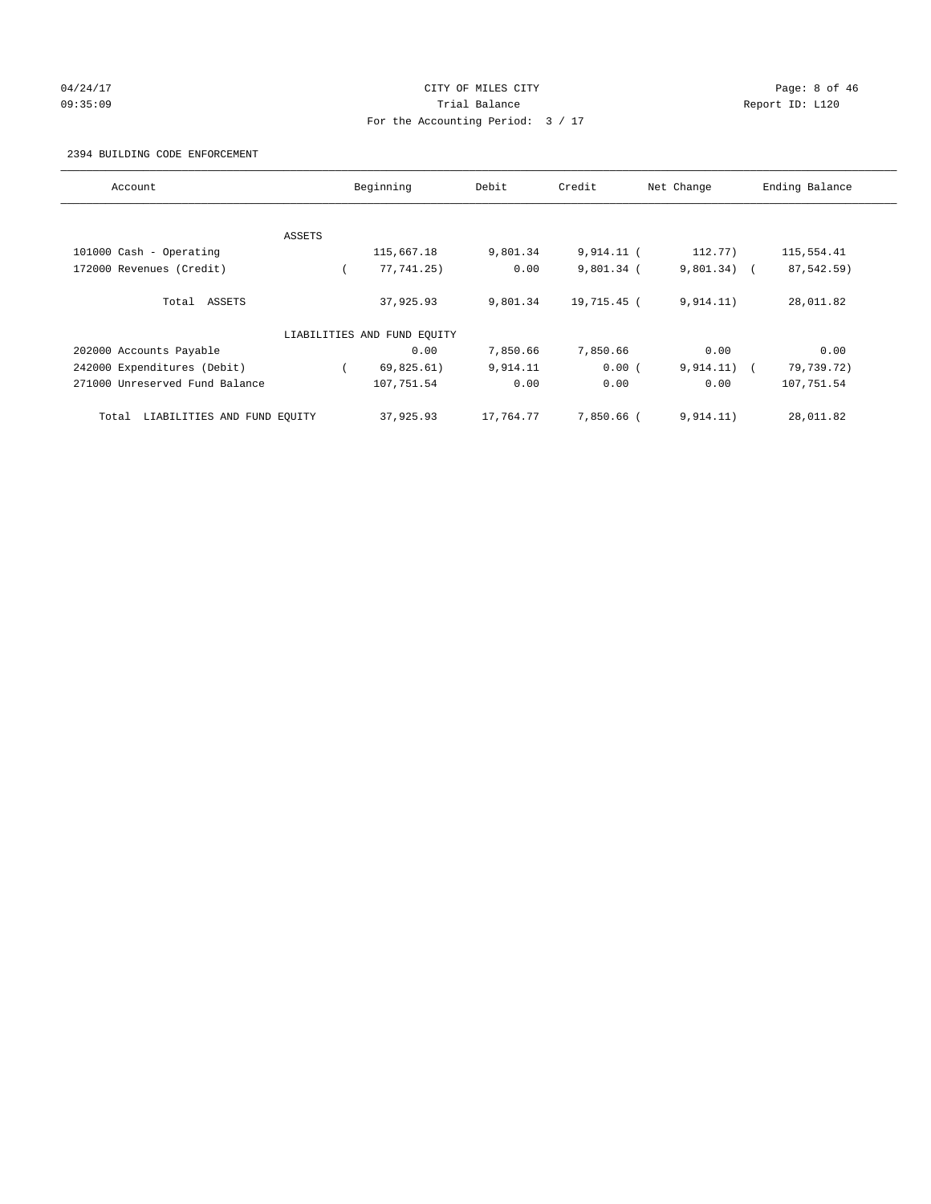CITY OF MILES CITY

Trial Balance

For the Accounting Period: 3 / 17

04/24/17 09:35:09 Report ID: L120

2394 BUILDING CODE ENFORCEMENT

| Account | Beginning | Debit | Credit | Net Change | Ending Balance |
|---|---|---|---|---|---|
| ASSETS | | | | | |
| 101000 Cash - Operating | 115,667.18 | 9,801.34 | 9,914.11 | ( 112.77) | 115,554.41 |
| 172000 Revenues (Credit) | ( 77,741.25) | 0.00 | 9,801.34 | ( 9,801.34) | ( 87,542.59) |
| Total ASSETS | 37,925.93 | 9,801.34 | 19,715.45 | ( 9,914.11) | 28,011.82 |
| LIABILITIES AND FUND EQUITY | | | | | |
| 202000 Accounts Payable | 0.00 | 7,850.66 | 7,850.66 | 0.00 | 0.00 |
| 242000 Expenditures (Debit) | ( 69,825.61) | 9,914.11 | 0.00 | ( 9,914.11) | ( 79,739.72) |
| 271000 Unreserved Fund Balance | 107,751.54 | 0.00 | 0.00 | 0.00 | 107,751.54 |
| Total LIABILITIES AND FUND EQUITY | 37,925.93 | 17,764.77 | 7,850.66 | ( 9,914.11) | 28,011.82 |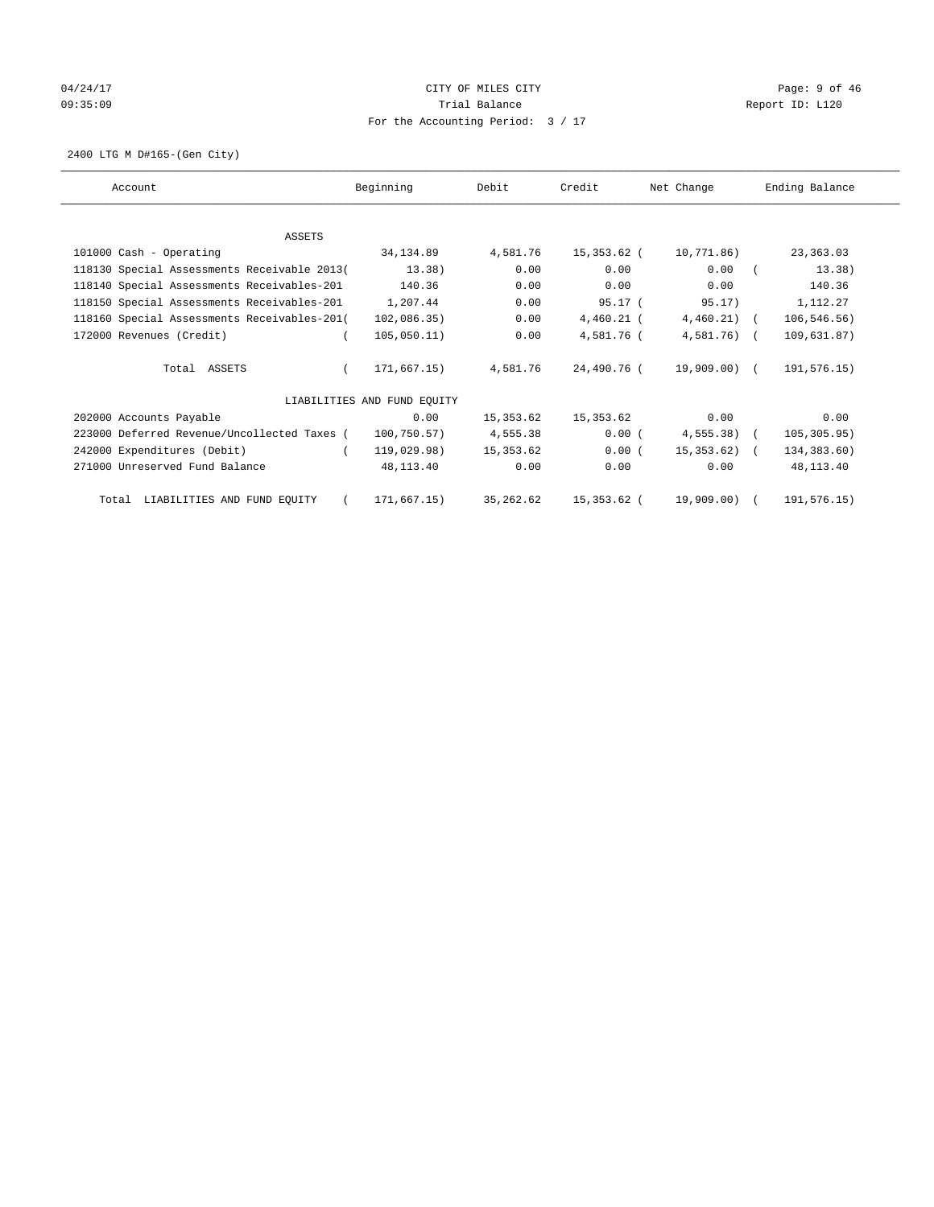CITY OF MILES CITY
Trial Balance
For the Accounting Period: 3 / 17

04/24/17
09:35:09

Report ID: L120

2400 LTG M D#165-(Gen City)

| Account | Beginning | Debit | Credit | Net Change | Ending Balance |
|---|---|---|---|---|---|
| ASSETS | | | | | |
| 101000 Cash - Operating | 34,134.89 | 4,581.76 | 15,353.62 | ( 10,771.86) | 23,363.03 |
| 118130 Special Assessments Receivable 2013 | ( 13.38) | 0.00 | 0.00 | 0.00 | ( 13.38) |
| 118140 Special Assessments Receivables-201 | 140.36 | 0.00 | 0.00 | 0.00 | 140.36 |
| 118150 Special Assessments Receivables-201 | 1,207.44 | 0.00 | 95.17 | ( 95.17) | 1,112.27 |
| 118160 Special Assessments Receivables-201 | ( 102,086.35) | 0.00 | 4,460.21 | ( 4,460.21) | ( 106,546.56) |
| 172000 Revenues (Credit) | ( 105,050.11) | 0.00 | 4,581.76 | ( 4,581.76) | ( 109,631.87) |
| Total ASSETS | ( 171,667.15) | 4,581.76 | 24,490.76 | ( 19,909.00) | ( 191,576.15) |
| LIABILITIES AND FUND EQUITY | | | | | |
| 202000 Accounts Payable | 0.00 | 15,353.62 | 15,353.62 | 0.00 | 0.00 |
| 223000 Deferred Revenue/Uncollected Taxes | ( 100,750.57) | 4,555.38 | 0.00 | ( 4,555.38) | ( 105,305.95) |
| 242000 Expenditures (Debit) | ( 119,029.98) | 15,353.62 | 0.00 | ( 15,353.62) | ( 134,383.60) |
| 271000 Unreserved Fund Balance | 48,113.40 | 0.00 | 0.00 | 0.00 | 48,113.40 |
| Total LIABILITIES AND FUND EQUITY | ( 171,667.15) | 35,262.62 | 15,353.62 | ( 19,909.00) | ( 191,576.15) |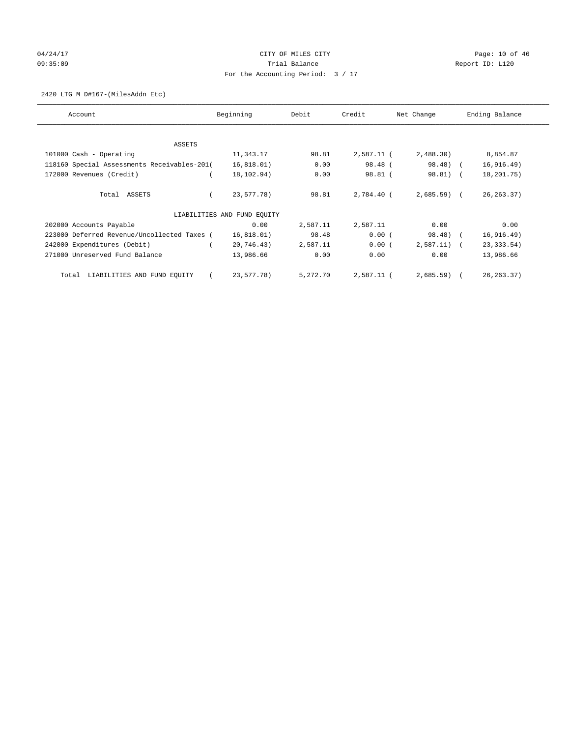CITY OF MILES CITY
Trial Balance
For the Accounting Period: 3 / 17

04/24/17
09:35:09

Report ID: L120

2420 LTG M D#167-(MilesAddn Etc)

| Account | Beginning | Debit | Credit | Net Change | Ending Balance |
|---|---|---|---|---|---|
| ASSETS | | | | | |
| 101000 Cash - Operating | 11,343.17 | 98.81 | 2,587.11 | ( 2,488.30) | 8,854.87 |
| 118160 Special Assessments Receivables-201 | ( 16,818.01) | 0.00 | 98.48 | ( 98.48) | ( 16,916.49) |
| 172000 Revenues (Credit) | ( 18,102.94) | 0.00 | 98.81 | ( 98.81) | ( 18,201.75) |
| Total ASSETS | ( 23,577.78) | 98.81 | 2,784.40 | ( 2,685.59) | ( 26,263.37) |
| LIABILITIES AND FUND EQUITY | | | | | |
| 202000 Accounts Payable | 0.00 | 2,587.11 | 2,587.11 | 0.00 | 0.00 |
| 223000 Deferred Revenue/Uncollected Taxes | ( 16,818.01) | 98.48 | 0.00 | ( 98.48) | ( 16,916.49) |
| 242000 Expenditures (Debit) | ( 20,746.43) | 2,587.11 | 0.00 | ( 2,587.11) | ( 23,333.54) |
| 271000 Unreserved Fund Balance | 13,986.66 | 0.00 | 0.00 | 0.00 | 13,986.66 |
| Total LIABILITIES AND FUND EQUITY | ( 23,577.78) | 5,272.70 | 2,587.11 | ( 2,685.59) | ( 26,263.37) |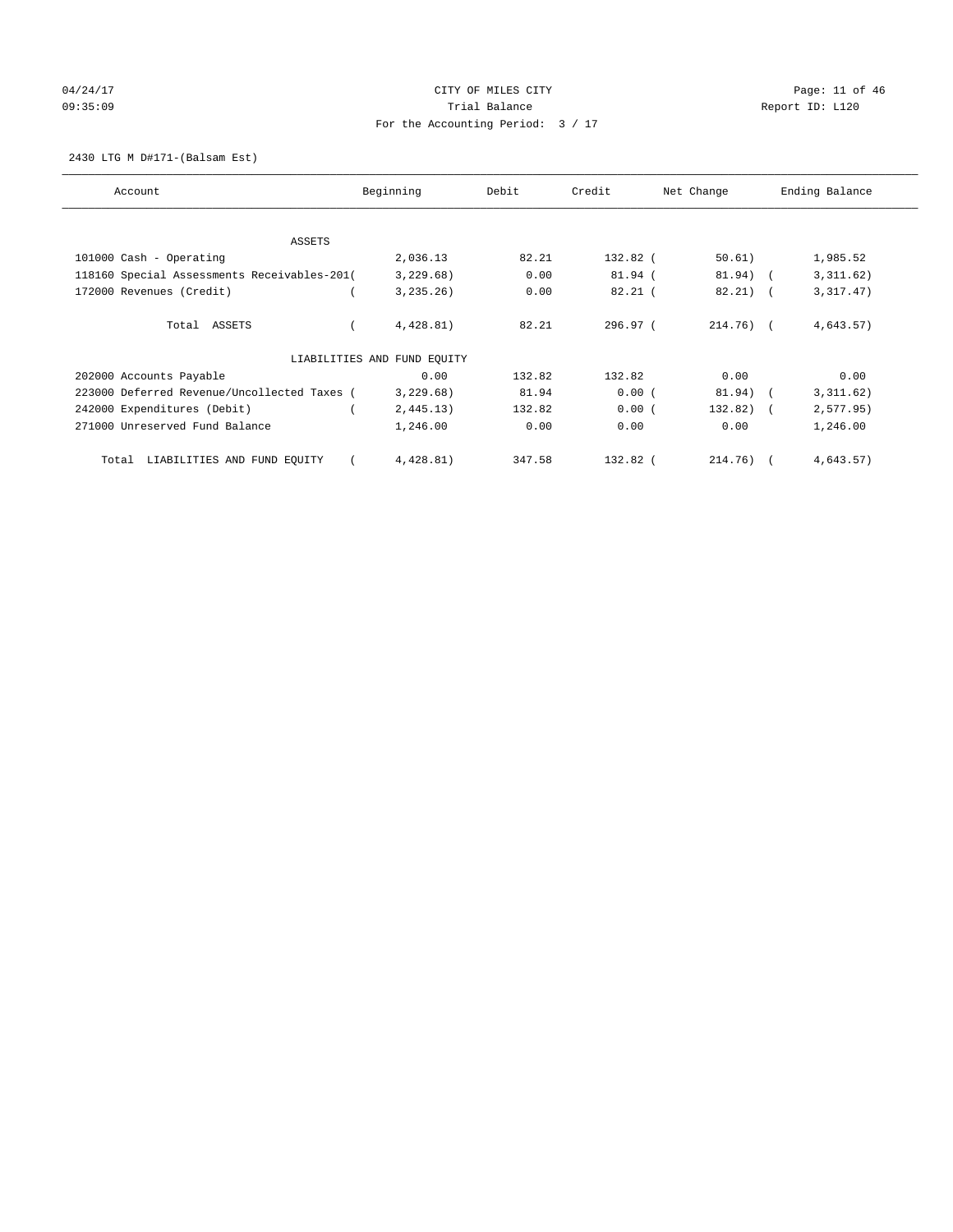04/24/17 CITY OF MILES CITY
09:35:09 Trial Balance Report ID: L120
For the Accounting Period: 3 / 17

2430 LTG M D#171-(Balsam Est)

| Account | Beginning | Debit | Credit | Net Change | Ending Balance |
|---|---|---|---|---|---|
| ASSETS | | | | | |
| 101000 Cash - Operating | 2,036.13 | 82.21 | 132.82 | ( 50.61) | 1,985.52 |
| 118160 Special Assessments Receivables-201 | ( 3,229.68) | 0.00 | 81.94 | ( 81.94) | ( 3,311.62) |
| 172000 Revenues (Credit) | ( 3,235.26) | 0.00 | 82.21 | ( 82.21) | ( 3,317.47) |
| Total ASSETS | ( 4,428.81) | 82.21 | 296.97 | ( 214.76) | ( 4,643.57) |
| LIABILITIES AND FUND EQUITY | | | | | |
| 202000 Accounts Payable | 0.00 | 132.82 | 132.82 | 0.00 | 0.00 |
| 223000 Deferred Revenue/Uncollected Taxes | ( 3,229.68) | 81.94 | 0.00 | ( 81.94) | ( 3,311.62) |
| 242000 Expenditures (Debit) | ( 2,445.13) | 132.82 | 0.00 | ( 132.82) | ( 2,577.95) |
| 271000 Unreserved Fund Balance | 1,246.00 | 0.00 | 0.00 | 0.00 | 1,246.00 |
| Total LIABILITIES AND FUND EQUITY | ( 4,428.81) | 347.58 | 132.82 | ( 214.76) | ( 4,643.57) |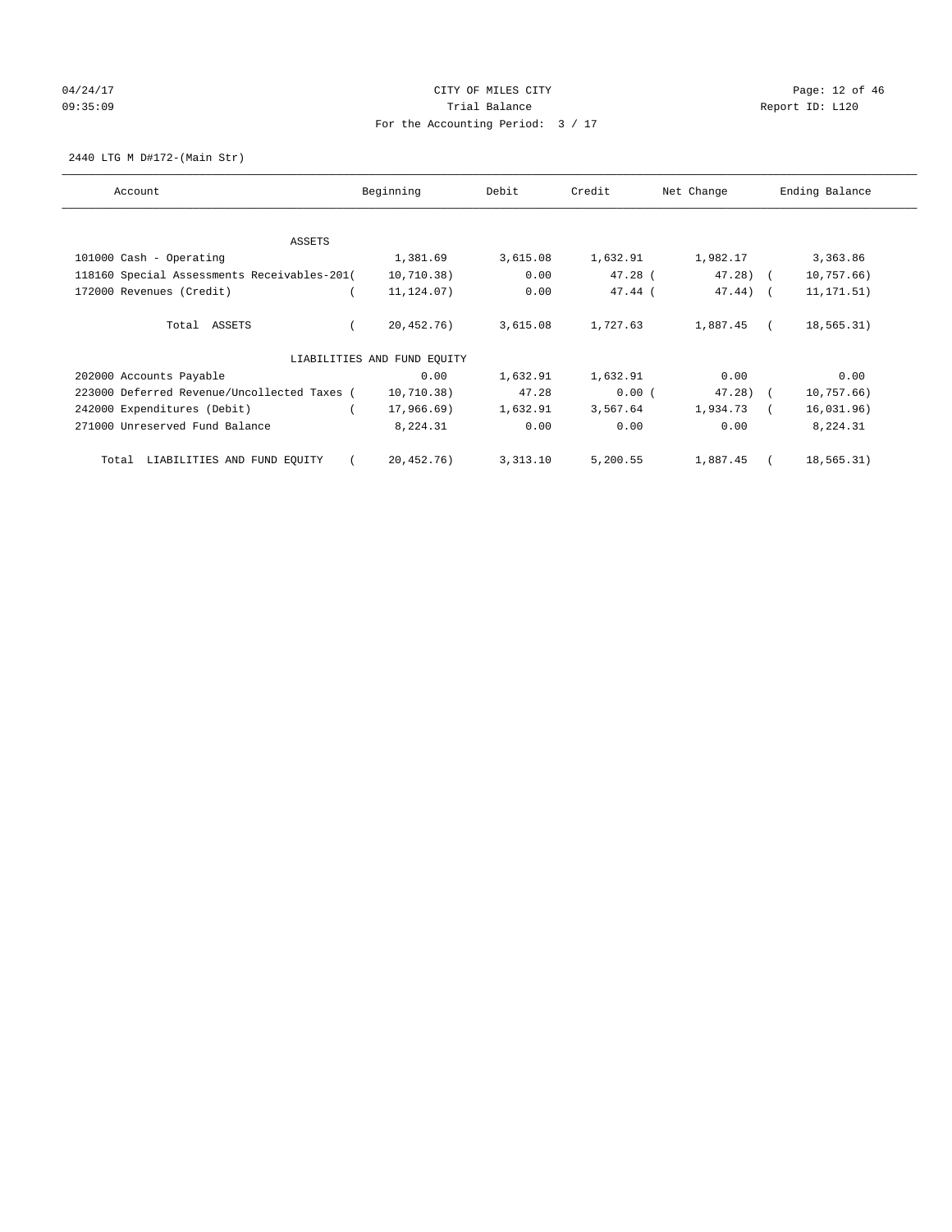CITY OF MILES CITY
Trial Balance
For the Accounting Period: 3 / 17

04/24/17
09:35:09

Report ID: L120

2440 LTG M D#172-(Main Str)

| Account | Beginning | Debit | Credit | Net Change | Ending Balance |
|---|---|---|---|---|---|
| ASSETS | | | | | |
| 101000 Cash - Operating | 1,381.69 | 3,615.08 | 1,632.91 | 1,982.17 | 3,363.86 |
| 118160 Special Assessments Receivables-201 | ( 10,710.38) | 0.00 | 47.28 | ( 47.28) | ( 10,757.66) |
| 172000 Revenues (Credit) | ( 11,124.07) | 0.00 | 47.44 | ( 47.44) | ( 11,171.51) |
| Total ASSETS | ( 20,452.76) | 3,615.08 | 1,727.63 | 1,887.45 | ( 18,565.31) |
| LIABILITIES AND FUND EQUITY | | | | | |
| 202000 Accounts Payable | 0.00 | 1,632.91 | 1,632.91 | 0.00 | 0.00 |
| 223000 Deferred Revenue/Uncollected Taxes | ( 10,710.38) | 47.28 | 0.00 | ( 47.28) | ( 10,757.66) |
| 242000 Expenditures (Debit) | ( 17,966.69) | 1,632.91 | 3,567.64 | 1,934.73 | ( 16,031.96) |
| 271000 Unreserved Fund Balance | 8,224.31 | 0.00 | 0.00 | 0.00 | 8,224.31 |
| Total LIABILITIES AND FUND EQUITY | ( 20,452.76) | 3,313.10 | 5,200.55 | 1,887.45 | ( 18,565.31) |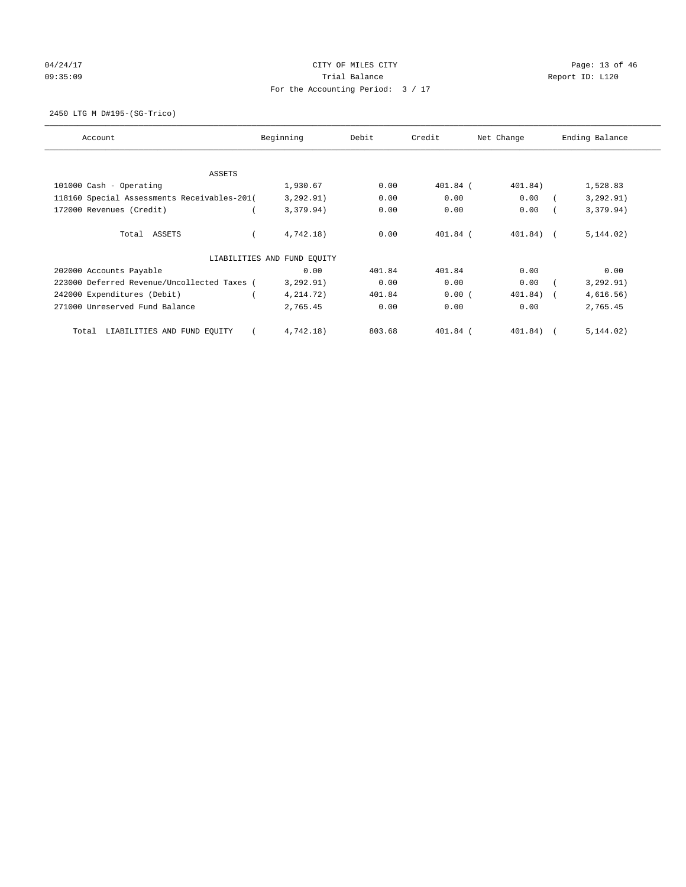CITY OF MILES CITY
Trial Balance
For the Accounting Period: 3 / 17

04/24/17
09:35:09

Report ID: L120

2450 LTG M D#195-(SG-Trico)

| Account | Beginning | Debit | Credit | Net Change | Ending Balance |
|---|---|---|---|---|---|
| ASSETS | | | | | |
| 101000 Cash - Operating | 1,930.67 | 0.00 | 401.84 | ( 401.84) | 1,528.83 |
| 118160 Special Assessments Receivables-201 | ( 3,292.91) | 0.00 | 0.00 | 0.00 | ( 3,292.91) |
| 172000 Revenues (Credit) | ( 3,379.94) | 0.00 | 0.00 | 0.00 | ( 3,379.94) |
| Total ASSETS | ( 4,742.18) | 0.00 | 401.84 | ( 401.84) | ( 5,144.02) |
| LIABILITIES AND FUND EQUITY | | | | | |
| 202000 Accounts Payable | 0.00 | 401.84 | 401.84 | 0.00 | 0.00 |
| 223000 Deferred Revenue/Uncollected Taxes | ( 3,292.91) | 0.00 | 0.00 | 0.00 | ( 3,292.91) |
| 242000 Expenditures (Debit) | ( 4,214.72) | 401.84 | 0.00 | ( 401.84) | ( 4,616.56) |
| 271000 Unreserved Fund Balance | 2,765.45 | 0.00 | 0.00 | 0.00 | 2,765.45 |
| Total LIABILITIES AND FUND EQUITY | ( 4,742.18) | 803.68 | 401.84 | ( 401.84) | ( 5,144.02) |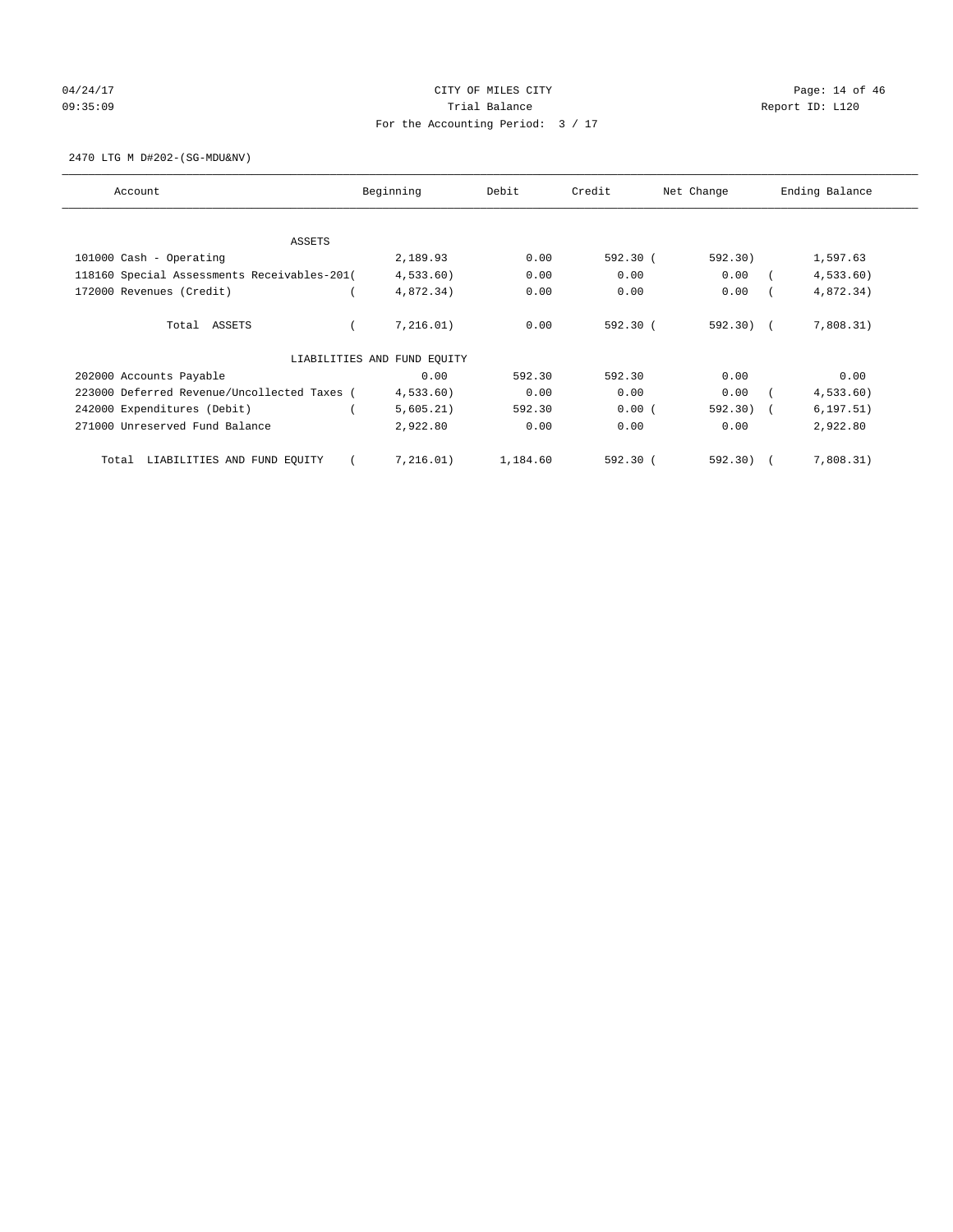CITY OF MILES CITY
Trial Balance
For the Accounting Period: 3 / 17

04/24/17
09:35:09

Report ID: L120

2470 LTG M D#202-(SG-MDU&NV)

| Account | Beginning | Debit | Credit | Net Change | Ending Balance |
|---|---|---|---|---|---|
| ASSETS | | | | | |
| 101000 Cash - Operating | 2,189.93 | 0.00 | 592.30 | ( 592.30) | 1,597.63 |
| 118160 Special Assessments Receivables-201 | ( 4,533.60) | 0.00 | 0.00 | 0.00 | ( 4,533.60) |
| 172000 Revenues (Credit) | ( 4,872.34) | 0.00 | 0.00 | 0.00 | ( 4,872.34) |
| Total ASSETS | ( 7,216.01) | 0.00 | 592.30 | ( 592.30) | ( 7,808.31) |
| LIABILITIES AND FUND EQUITY | | | | | |
| 202000 Accounts Payable | 0.00 | 592.30 | 592.30 | 0.00 | 0.00 |
| 223000 Deferred Revenue/Uncollected Taxes | ( 4,533.60) | 0.00 | 0.00 | 0.00 | ( 4,533.60) |
| 242000 Expenditures (Debit) | ( 5,605.21) | 592.30 | 0.00 | ( 592.30) | ( 6,197.51) |
| 271000 Unreserved Fund Balance | 2,922.80 | 0.00 | 0.00 | 0.00 | 2,922.80 |
| Total LIABILITIES AND FUND EQUITY | ( 7,216.01) | 1,184.60 | 592.30 | ( 592.30) | ( 7,808.31) |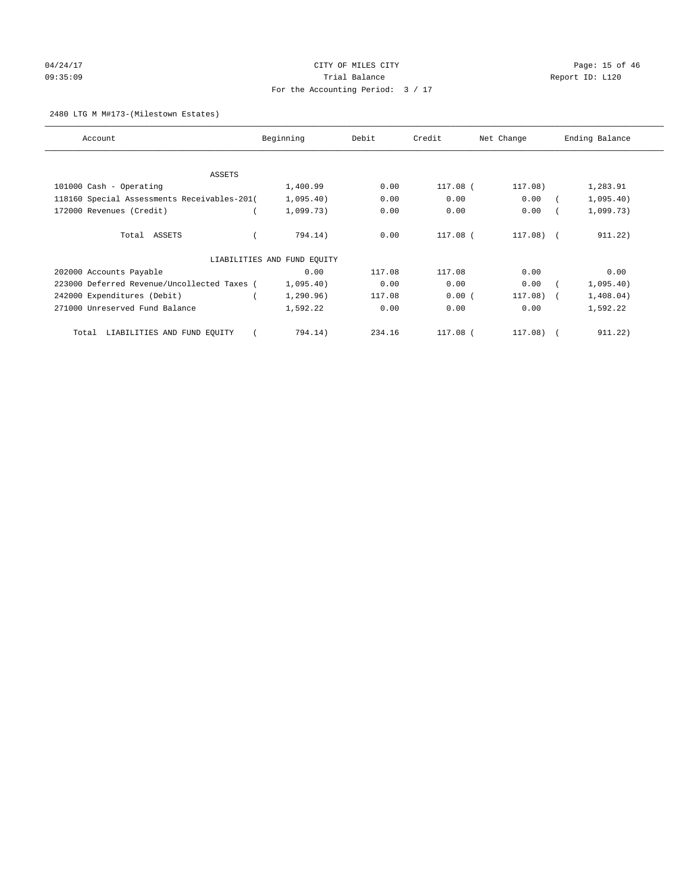CITY OF MILES CITY

Trial Balance

For the Accounting Period: 3 / 17

04/24/17
09:35:09

Report ID: L120

2480 LTG M M#173-(Milestown Estates)

| Account | Beginning | Debit | Credit | Net Change | Ending Balance |
|---|---|---|---|---|---|
| ASSETS | | | | | |
| 101000 Cash - Operating | 1,400.99 | 0.00 | 117.08 | ( 117.08) | 1,283.91 |
| 118160 Special Assessments Receivables-201 | ( 1,095.40) | 0.00 | 0.00 | 0.00 | ( 1,095.40) |
| 172000 Revenues (Credit) | ( 1,099.73) | 0.00 | 0.00 | 0.00 | ( 1,099.73) |
| Total ASSETS | ( 794.14) | 0.00 | 117.08 | ( 117.08) | ( 911.22) |
| LIABILITIES AND FUND EQUITY | | | | | |
| 202000 Accounts Payable | 0.00 | 117.08 | 117.08 | 0.00 | 0.00 |
| 223000 Deferred Revenue/Uncollected Taxes | ( 1,095.40) | 0.00 | 0.00 | 0.00 | ( 1,095.40) |
| 242000 Expenditures (Debit) | ( 1,290.96) | 117.08 | 0.00 | ( 117.08) | ( 1,408.04) |
| 271000 Unreserved Fund Balance | 1,592.22 | 0.00 | 0.00 | 0.00 | 1,592.22 |
| Total LIABILITIES AND FUND EQUITY | ( 794.14) | 234.16 | 117.08 | ( 117.08) | ( 911.22) |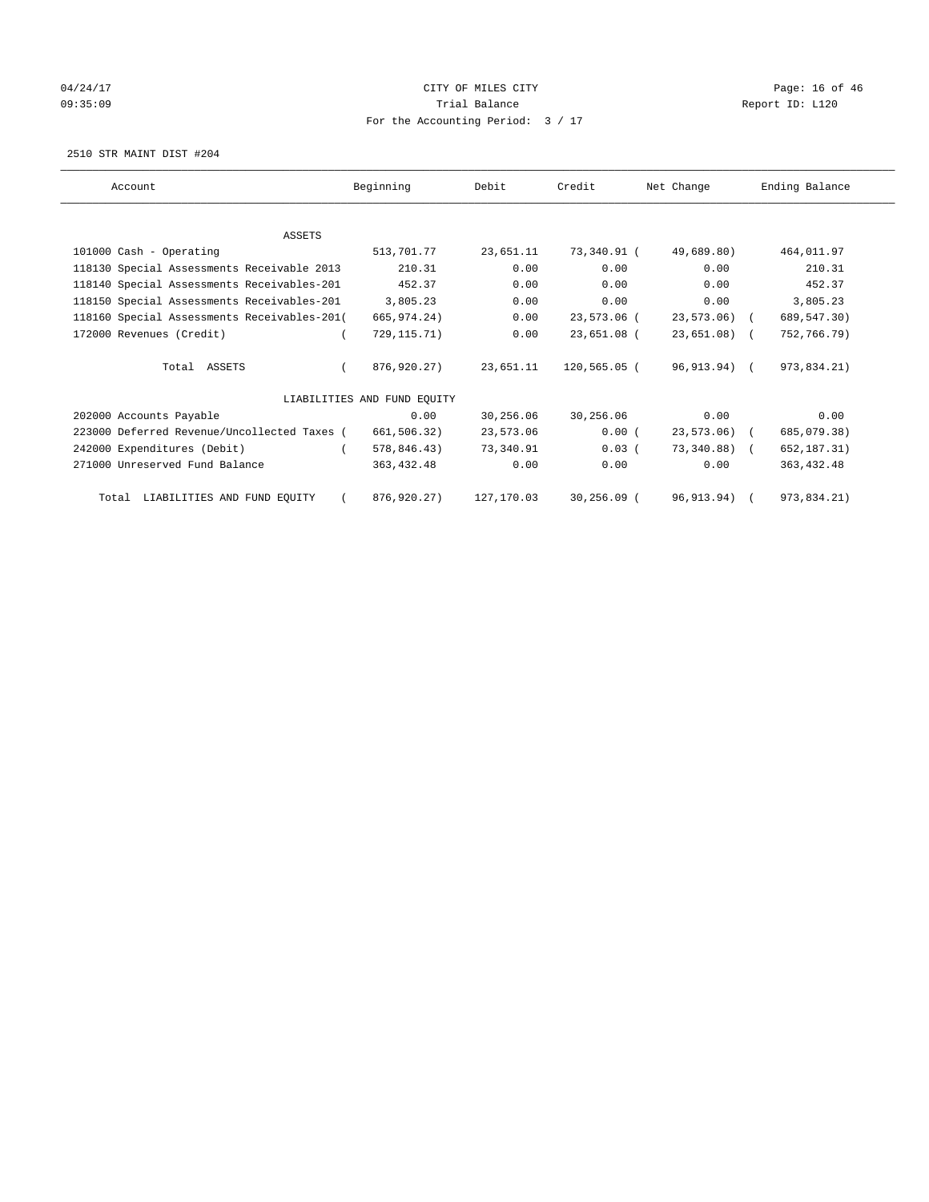CITY OF MILES CITY
Trial Balance
For the Accounting Period: 3 / 17

04/24/17
09:35:09

Report ID: L120

2510 STR MAINT DIST #204

| Account | Beginning | Debit | Credit | Net Change | Ending Balance |
|---|---|---|---|---|---|
| ASSETS | | | | | |
| 101000 Cash - Operating | 513,701.77 | 23,651.11 | 73,340.91 | ( 49,689.80) | 464,011.97 |
| 118130 Special Assessments Receivable 2013 | 210.31 | 0.00 | 0.00 | 0.00 | 210.31 |
| 118140 Special Assessments Receivables-201 | 452.37 | 0.00 | 0.00 | 0.00 | 452.37 |
| 118150 Special Assessments Receivables-201 | 3,805.23 | 0.00 | 0.00 | 0.00 | 3,805.23 |
| 118160 Special Assessments Receivables-201 | ( 665,974.24) | 0.00 | 23,573.06 | ( 23,573.06) | ( 689,547.30) |
| 172000 Revenues (Credit) | ( 729,115.71) | 0.00 | 23,651.08 | ( 23,651.08) | ( 752,766.79) |
| Total ASSETS | ( 876,920.27) | 23,651.11 | 120,565.05 | ( 96,913.94) | ( 973,834.21) |
| LIABILITIES AND FUND EQUITY | | | | | |
| 202000 Accounts Payable | 0.00 | 30,256.06 | 30,256.06 | 0.00 | 0.00 |
| 223000 Deferred Revenue/Uncollected Taxes | ( 661,506.32) | 23,573.06 | 0.00 | ( 23,573.06) | ( 685,079.38) |
| 242000 Expenditures (Debit) | ( 578,846.43) | 73,340.91 | 0.03 | ( 73,340.88) | ( 652,187.31) |
| 271000 Unreserved Fund Balance | 363,432.48 | 0.00 | 0.00 | 0.00 | 363,432.48 |
| Total LIABILITIES AND FUND EQUITY | ( 876,920.27) | 127,170.03 | 30,256.09 | ( 96,913.94) | ( 973,834.21) |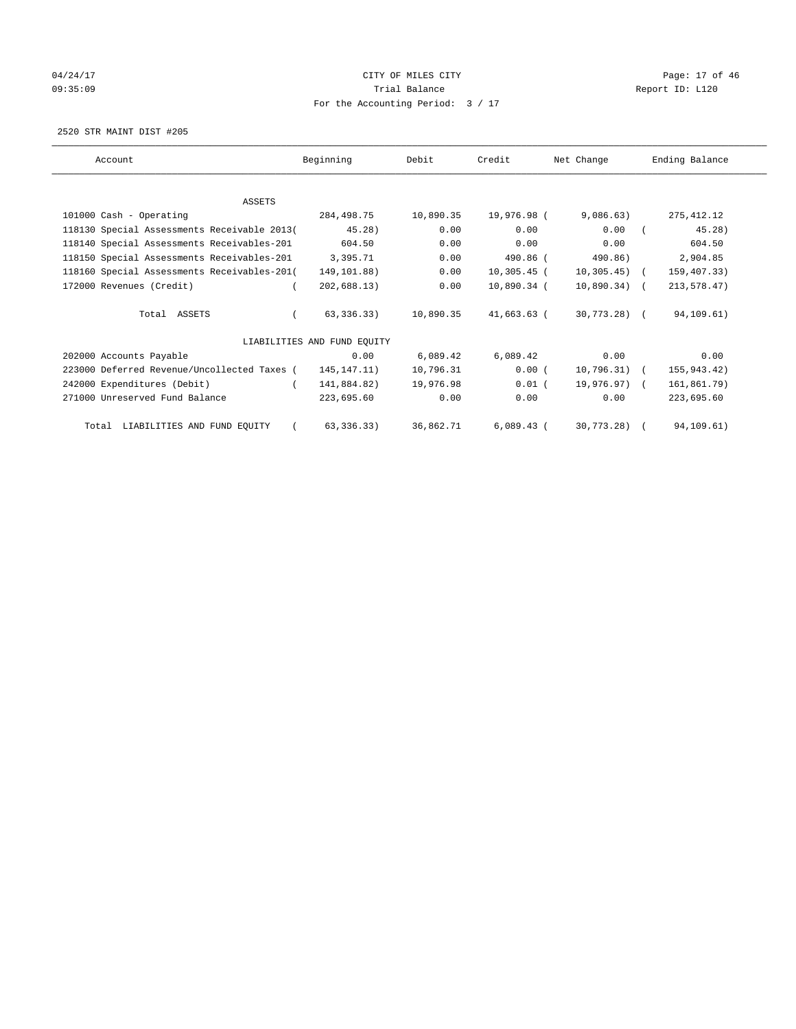04/24/17 CITY OF MILES CITY
09:35:09 Trial Balance Report ID: L120
For the Accounting Period: 3 / 17

2520 STR MAINT DIST #205

| Account | Beginning | Debit | Credit | Net Change | Ending Balance |
|---|---|---|---|---|---|
| ASSETS | | | | | |
| 101000 Cash - Operating | 284,498.75 | 10,890.35 | 19,976.98 | ( 9,086.63) | 275,412.12 |
| 118130 Special Assessments Receivable 2013 | ( 45.28) | 0.00 | 0.00 | 0.00 | ( 45.28) |
| 118140 Special Assessments Receivables-201 | 604.50 | 0.00 | 0.00 | 0.00 | 604.50 |
| 118150 Special Assessments Receivables-201 | 3,395.71 | 0.00 | 490.86 | ( 490.86) | 2,904.85 |
| 118160 Special Assessments Receivables-201 | ( 149,101.88) | 0.00 | 10,305.45 | ( 10,305.45) | ( 159,407.33) |
| 172000 Revenues (Credit) | ( 202,688.13) | 0.00 | 10,890.34 | ( 10,890.34) | ( 213,578.47) |
| Total ASSETS | ( 63,336.33) | 10,890.35 | 41,663.63 | ( 30,773.28) | ( 94,109.61) |
| LIABILITIES AND FUND EQUITY | | | | | |
| 202000 Accounts Payable | 0.00 | 6,089.42 | 6,089.42 | 0.00 | 0.00 |
| 223000 Deferred Revenue/Uncollected Taxes | ( 145,147.11) | 10,796.31 | 0.00 | ( 10,796.31) | ( 155,943.42) |
| 242000 Expenditures (Debit) | ( 141,884.82) | 19,976.98 | 0.01 | ( 19,976.97) | ( 161,861.79) |
| 271000 Unreserved Fund Balance | 223,695.60 | 0.00 | 0.00 | 0.00 | 223,695.60 |
| Total LIABILITIES AND FUND EQUITY | ( 63,336.33) | 36,862.71 | 6,089.43 | ( 30,773.28) | ( 94,109.61) |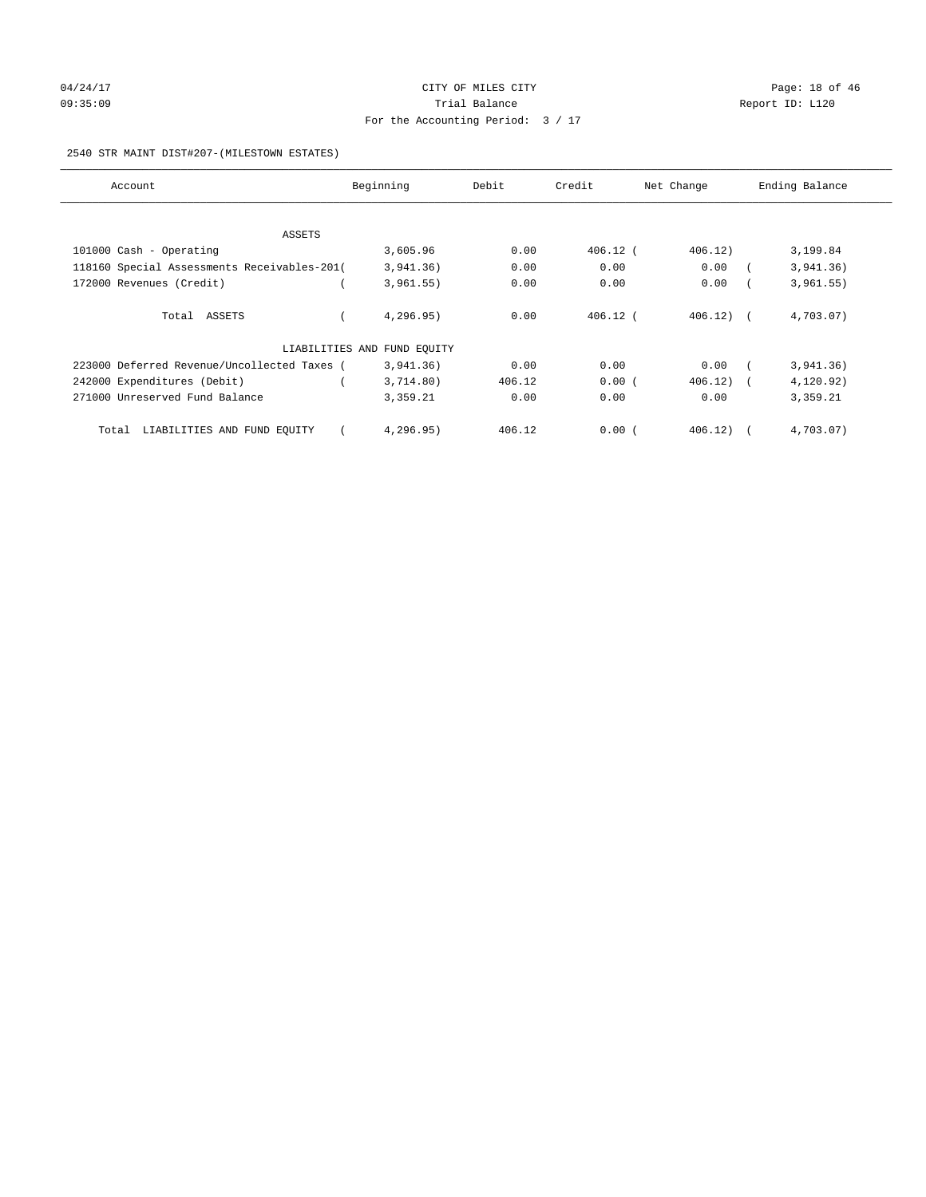CITY OF MILES CITY
Trial Balance
For the Accounting Period: 3 / 17

04/24/17
09:35:09

Report ID: L120

2540 STR MAINT DIST#207-(MILESTOWN ESTATES)

| Account | Beginning | Debit | Credit | Net Change | Ending Balance |
|---|---|---|---|---|---|
| ASSETS | | | | | |
| 101000 Cash - Operating | 3,605.96 | 0.00 | 406.12 | ( 406.12) | 3,199.84 |
| 118160 Special Assessments Receivables-201 | ( 3,941.36) | 0.00 | 0.00 | 0.00 | ( 3,941.36) |
| 172000 Revenues (Credit) | ( 3,961.55) | 0.00 | 0.00 | 0.00 | ( 3,961.55) |
| Total ASSETS | ( 4,296.95) | 0.00 | 406.12 | ( 406.12) | ( 4,703.07) |
| LIABILITIES AND FUND EQUITY | | | | | |
| 223000 Deferred Revenue/Uncollected Taxes | ( 3,941.36) | 0.00 | 0.00 | 0.00 | ( 3,941.36) |
| 242000 Expenditures (Debit) | ( 3,714.80) | 406.12 | 0.00 | ( 406.12) | ( 4,120.92) |
| 271000 Unreserved Fund Balance | 3,359.21 | 0.00 | 0.00 | 0.00 | 3,359.21 |
| Total LIABILITIES AND FUND EQUITY | ( 4,296.95) | 406.12 | 0.00 | ( 406.12) | ( 4,703.07) |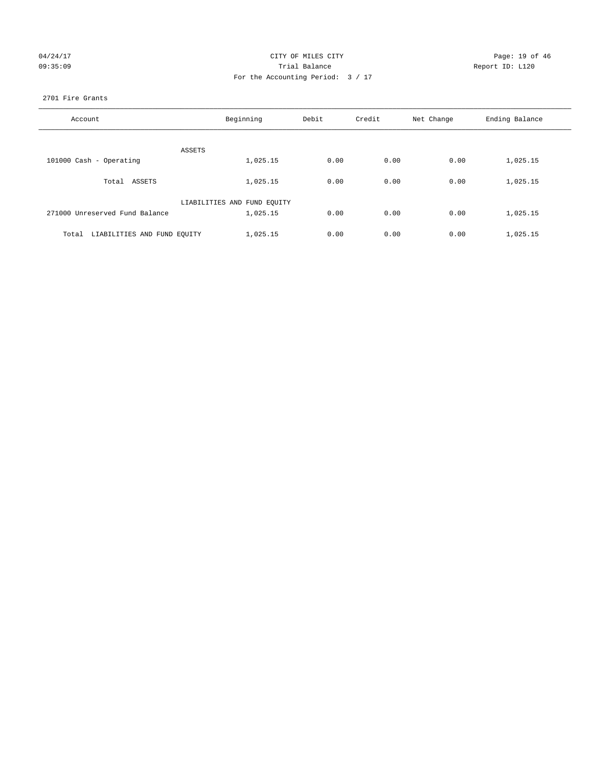CITY OF MILES CITY
Trial Balance
For the Accounting Period: 3 / 17

04/24/17
09:35:09

Report ID: L120

2701 Fire Grants

| Account | Beginning | Debit | Credit | Net Change | Ending Balance |
|---|---|---|---|---|---|
| ASSETS | | | | | |
| 101000 Cash - Operating | 1,025.15 | 0.00 | 0.00 | 0.00 | 1,025.15 |
| Total ASSETS | 1,025.15 | 0.00 | 0.00 | 0.00 | 1,025.15 |
| LIABILITIES AND FUND EQUITY | | | | | |
| 271000 Unreserved Fund Balance | 1,025.15 | 0.00 | 0.00 | 0.00 | 1,025.15 |
| Total LIABILITIES AND FUND EQUITY | 1,025.15 | 0.00 | 0.00 | 0.00 | 1,025.15 |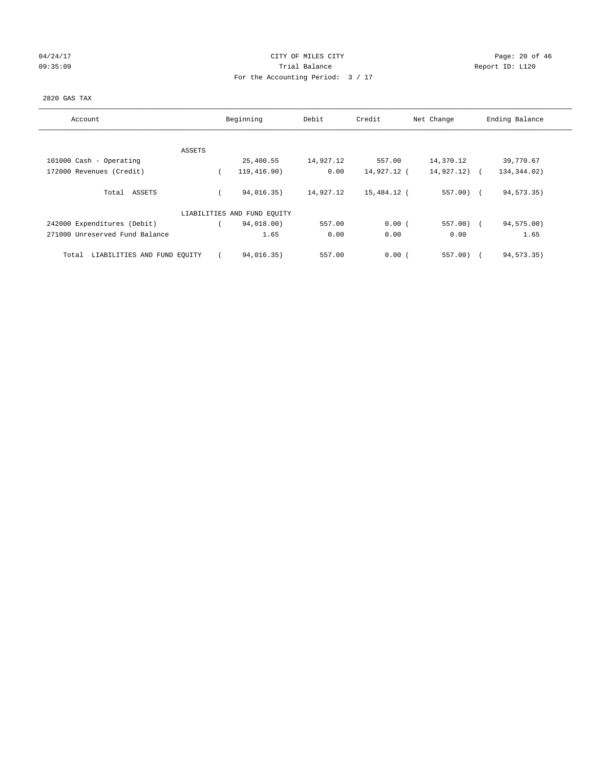04/24/17 CITY OF MILES CITY

09:35:09 Trial Balance Report ID: L120

For the Accounting Period: 3 / 17

2820 GAS TAX

| Account | Beginning | Debit | Credit | Net Change | Ending Balance |
|---|---|---|---|---|---|
| ASSETS | | | | | |
| 101000 Cash - Operating | 25,400.55 | 14,927.12 | 557.00 | 14,370.12 | 39,770.67 |
| 172000 Revenues (Credit) | ( 119,416.90) | 0.00 | 14,927.12 | ( 14,927.12) | ( 134,344.02) |
| Total ASSETS | ( 94,016.35) | 14,927.12 | 15,484.12 | ( 557.00) | ( 94,573.35) |
| LIABILITIES AND FUND EQUITY | | | | | |
| 242000 Expenditures (Debit) | ( 94,018.00) | 557.00 | 0.00 | ( 557.00) | ( 94,575.00) |
| 271000 Unreserved Fund Balance | 1.65 | 0.00 | 0.00 | 0.00 | 1.65 |
| Total LIABILITIES AND FUND EQUITY | ( 94,016.35) | 557.00 | 0.00 | ( 557.00) | ( 94,573.35) |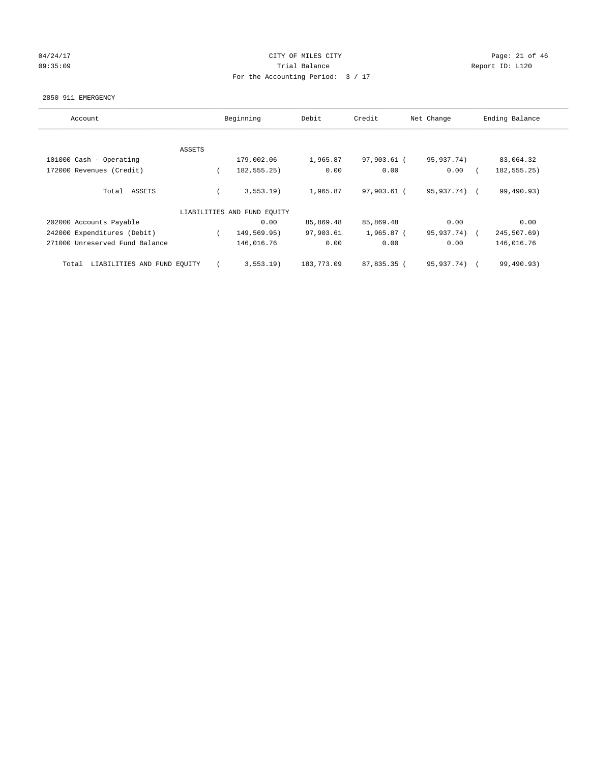CITY OF MILES CITY
Trial Balance
For the Accounting Period: 3 / 17

04/24/17
09:35:09

Report ID: L120

2850 911 EMERGENCY

| Account | Beginning | Debit | Credit | Net Change | Ending Balance |
|---|---|---|---|---|---|
| ASSETS | | | | | |
| 101000 Cash - Operating | 179,002.06 | 1,965.87 | 97,903.61 | ( 95,937.74) | 83,064.32 |
| 172000 Revenues (Credit) | ( 182,555.25) | 0.00 | 0.00 | 0.00 | ( 182,555.25) |
| Total ASSETS | ( 3,553.19) | 1,965.87 | 97,903.61 | ( 95,937.74) | ( 99,490.93) |
| LIABILITIES AND FUND EQUITY | | | | | |
| 202000 Accounts Payable | 0.00 | 85,869.48 | 85,869.48 | 0.00 | 0.00 |
| 242000 Expenditures (Debit) | ( 149,569.95) | 97,903.61 | 1,965.87 | ( 95,937.74) | ( 245,507.69) |
| 271000 Unreserved Fund Balance | 146,016.76 | 0.00 | 0.00 | 0.00 | 146,016.76 |
| Total LIABILITIES AND FUND EQUITY | ( 3,553.19) | 183,773.09 | 87,835.35 | ( 95,937.74) | ( 99,490.93) |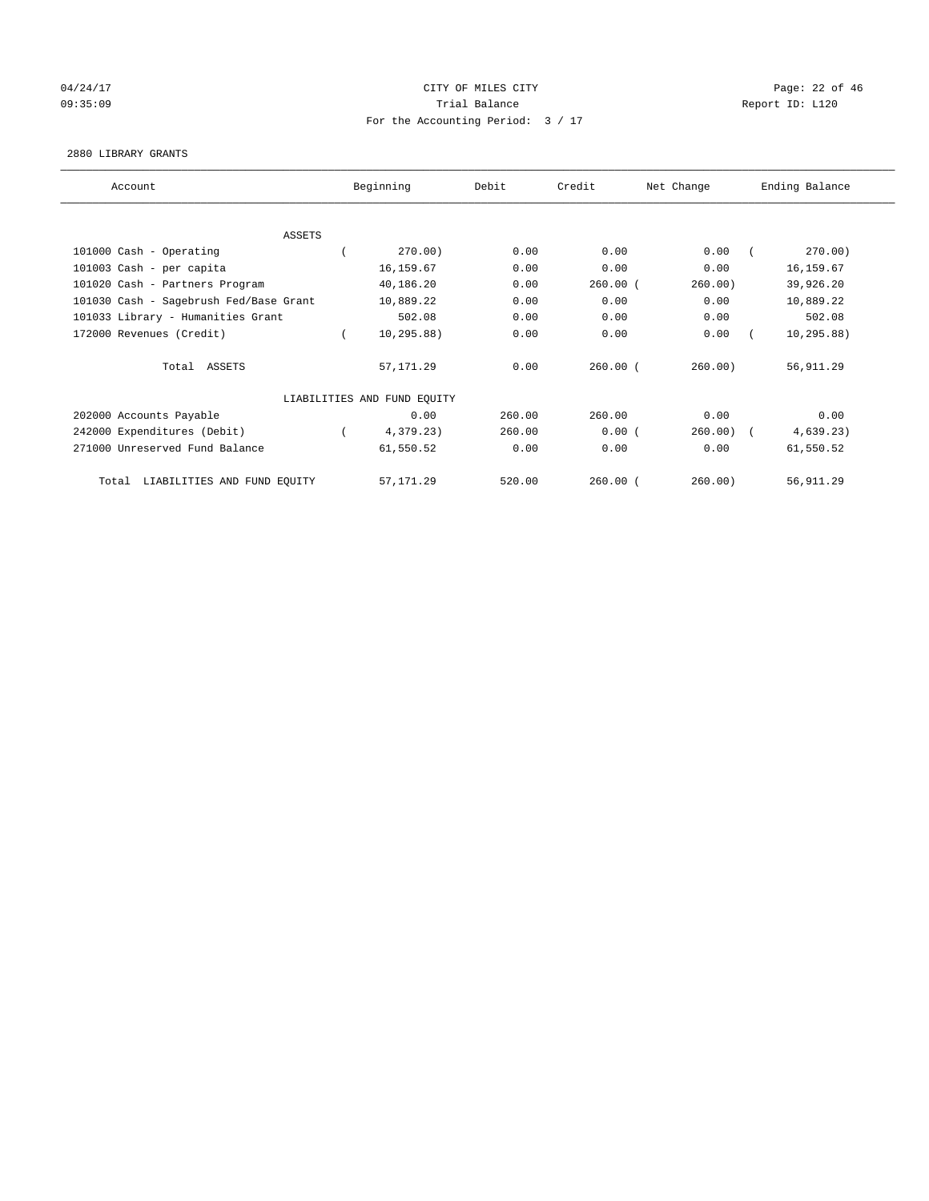CITY OF MILES CITY

Trial Balance

For the Accounting Period: 3 / 17

2880 LIBRARY GRANTS

| Account | Beginning | Debit | Credit | Net Change | Ending Balance |
|---|---|---|---|---|---|
| ASSETS | | | | | |
| 101000 Cash - Operating | ( 270.00) | 0.00 | 0.00 | 0.00 | ( 270.00) |
| 101003 Cash - per capita | 16,159.67 | 0.00 | 0.00 | 0.00 | 16,159.67 |
| 101020 Cash - Partners Program | 40,186.20 | 0.00 | 260.00 | ( 260.00) | 39,926.20 |
| 101030 Cash - Sagebrush Fed/Base Grant | 10,889.22 | 0.00 | 0.00 | 0.00 | 10,889.22 |
| 101033 Library - Humanities Grant | 502.08 | 0.00 | 0.00 | 0.00 | 502.08 |
| 172000 Revenues (Credit) | ( 10,295.88) | 0.00 | 0.00 | 0.00 | ( 10,295.88) |
| Total ASSETS | 57,171.29 | 0.00 | 260.00 | ( 260.00) | 56,911.29 |
| LIABILITIES AND FUND EQUITY | | | | | |
| 202000 Accounts Payable | 0.00 | 260.00 | 260.00 | 0.00 | 0.00 |
| 242000 Expenditures (Debit) | ( 4,379.23) | 260.00 | 0.00 | ( 260.00) | ( 4,639.23) |
| 271000 Unreserved Fund Balance | 61,550.52 | 0.00 | 0.00 | 0.00 | 61,550.52 |
| Total LIABILITIES AND FUND EQUITY | 57,171.29 | 520.00 | 260.00 | ( 260.00) | 56,911.29 |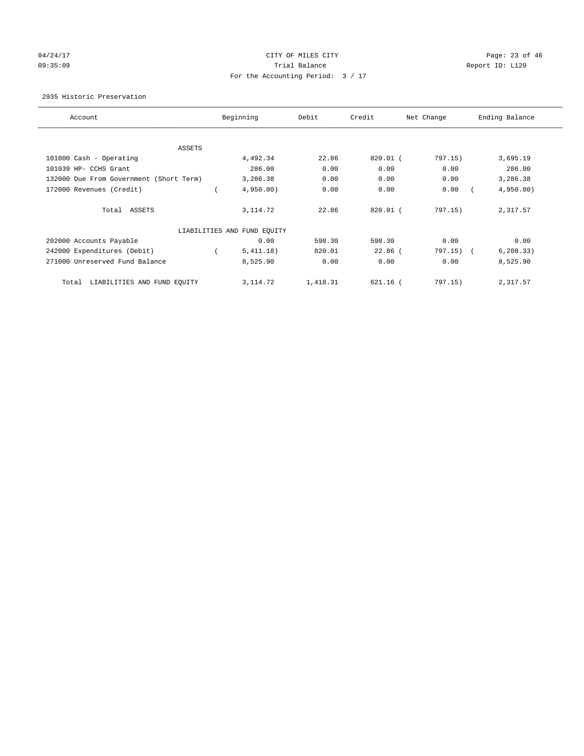04/24/17 CITY OF MILES CITY
09:35:09 Trial Balance Report ID: L120
For the Accounting Period: 3 / 17

2935 Historic Preservation

| Account | Beginning | Debit | Credit | Net Change | Ending Balance |
|---|---|---|---|---|---|
| ASSETS | | | | | |
| 101000 Cash - Operating | 4,492.34 | 22.86 | 820.01 | ( 797.15) | 3,695.19 |
| 101039 HP- CCHS Grant | 286.00 | 0.00 | 0.00 | 0.00 | 286.00 |
| 132000 Due From Government (Short Term) | 3,286.38 | 0.00 | 0.00 | 0.00 | 3,286.38 |
| 172000 Revenues (Credit) | ( 4,950.00) | 0.00 | 0.00 | 0.00 | ( 4,950.00) |
| Total ASSETS | 3,114.72 | 22.86 | 820.01 | ( 797.15) | 2,317.57 |
| LIABILITIES AND FUND EQUITY | | | | | |
| 202000 Accounts Payable | 0.00 | 598.30 | 598.30 | 0.00 | 0.00 |
| 242000 Expenditures (Debit) | ( 5,411.18) | 820.01 | 22.86 | ( 797.15) | ( 6,208.33) |
| 271000 Unreserved Fund Balance | 8,525.90 | 0.00 | 0.00 | 0.00 | 8,525.90 |
| Total LIABILITIES AND FUND EQUITY | 3,114.72 | 1,418.31 | 621.16 | ( 797.15) | 2,317.57 |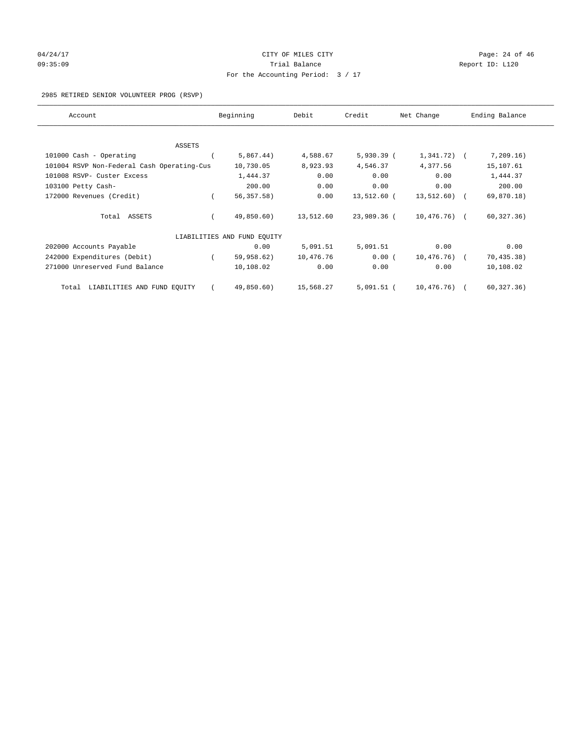04/24/17 CITY OF MILES CITY
09:35:09 Trial Balance Report ID: L120
For the Accounting Period: 3 / 17

2985 RETIRED SENIOR VOLUNTEER PROG (RSVP)

| Account | Beginning | Debit | Credit | Net Change | Ending Balance |
|---|---|---|---|---|---|
| ASSETS | | | | | |
| 101000 Cash - Operating | ( 5,867.44) | 4,588.67 | 5,930.39 | ( 1,341.72) | ( 7,209.16) |
| 101004 RSVP Non-Federal Cash Operating-Cus | 10,730.05 | 8,923.93 | 4,546.37 | 4,377.56 | 15,107.61 |
| 101008 RSVP- Custer Excess | 1,444.37 | 0.00 | 0.00 | 0.00 | 1,444.37 |
| 103100 Petty Cash- | 200.00 | 0.00 | 0.00 | 0.00 | 200.00 |
| 172000 Revenues (Credit) | ( 56,357.58) | 0.00 | 13,512.60 | ( 13,512.60) | ( 69,870.18) |
| Total ASSETS | ( 49,850.60) | 13,512.60 | 23,989.36 | ( 10,476.76) | ( 60,327.36) |
| LIABILITIES AND FUND EQUITY | | | | | |
| 202000 Accounts Payable | 0.00 | 5,091.51 | 5,091.51 | 0.00 | 0.00 |
| 242000 Expenditures (Debit) | ( 59,958.62) | 10,476.76 | 0.00 | ( 10,476.76) | ( 70,435.38) |
| 271000 Unreserved Fund Balance | 10,108.02 | 0.00 | 0.00 | 0.00 | 10,108.02 |
| Total LIABILITIES AND FUND EQUITY | ( 49,850.60) | 15,568.27 | 5,091.51 | ( 10,476.76) | ( 60,327.36) |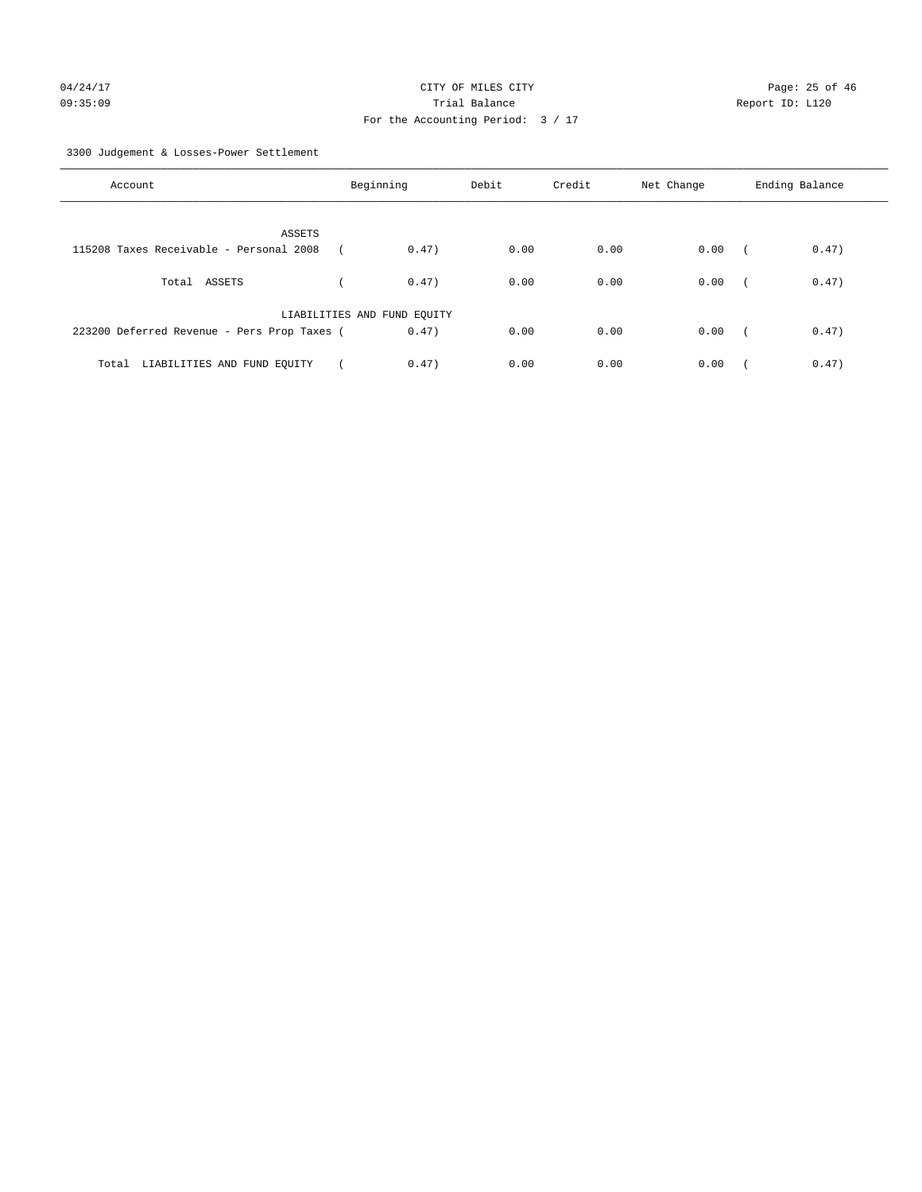CITY OF MILES CITY
Trial Balance
For the Accounting Period: 3 / 17

04/24/17
09:35:09

Report ID: L120

3300 Judgement & Losses-Power Settlement

| Account | Beginning | Debit | Credit | Net Change | Ending Balance |
|---|---|---|---|---|---|
| ASSETS | | | | | |
| 115208 Taxes Receivable - Personal 2008 | ( 0.47) | 0.00 | 0.00 | 0.00 | ( 0.47) |
| Total ASSETS | ( 0.47) | 0.00 | 0.00 | 0.00 | ( 0.47) |
| LIABILITIES AND FUND EQUITY | | | | | |
| 223200 Deferred Revenue - Pers Prop Taxes | ( 0.47) | 0.00 | 0.00 | 0.00 | ( 0.47) |
| Total LIABILITIES AND FUND EQUITY | ( 0.47) | 0.00 | 0.00 | 0.00 | ( 0.47) |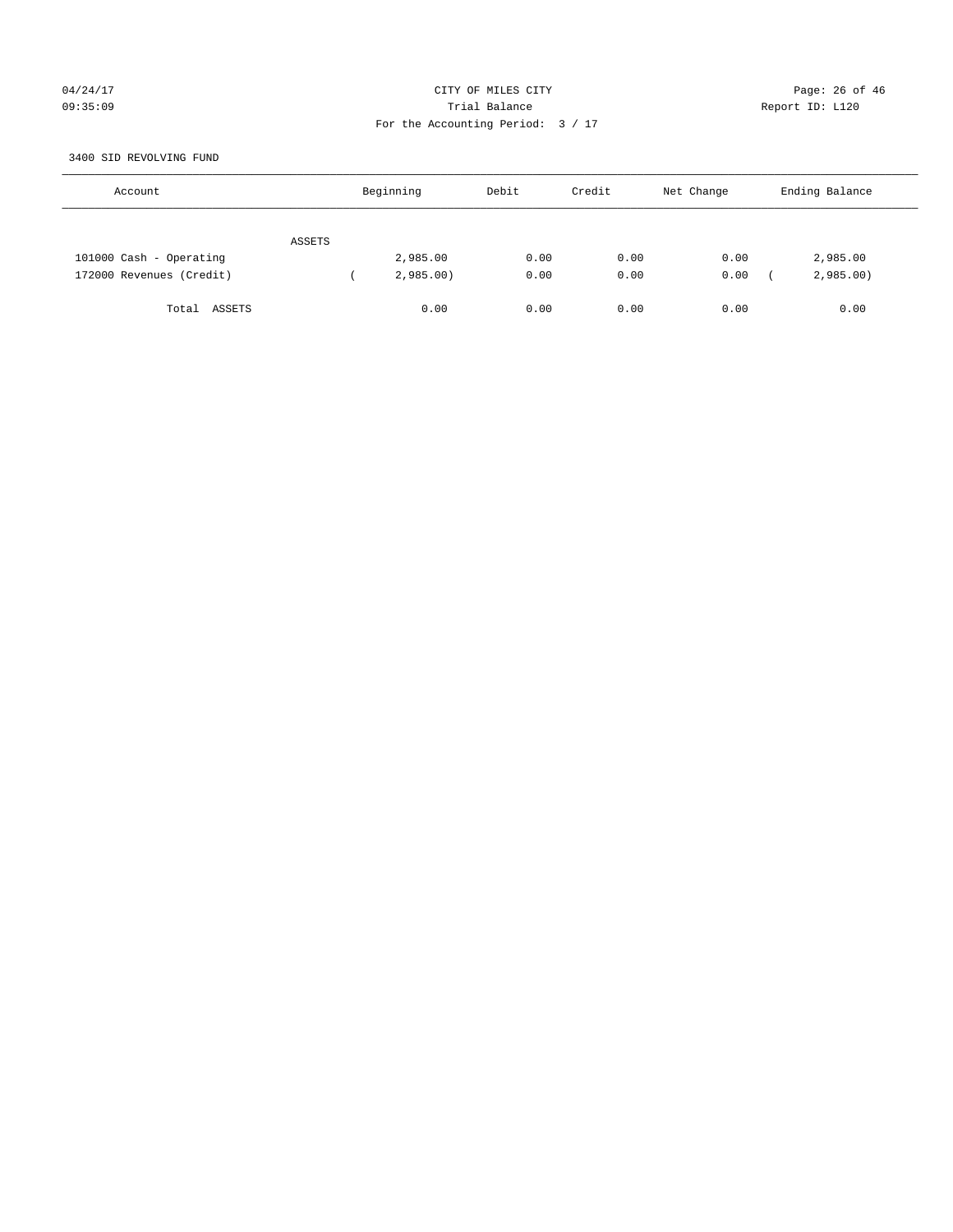CITY OF MILES CITY

Trial Balance

For the Accounting Period: 3 / 17

3400 SID REVOLVING FUND

| Account | Beginning | Debit | Credit | Net Change | Ending Balance |
|---|---|---|---|---|---|
| ASSETS | | | | | |
| 101000 Cash - Operating | 2,985.00 | 0.00 | 0.00 | 0.00 | 2,985.00 |
| 172000 Revenues (Credit) | ( 2,985.00) | 0.00 | 0.00 | 0.00 | ( 2,985.00) |
| Total ASSETS | 0.00 | 0.00 | 0.00 | 0.00 | 0.00 |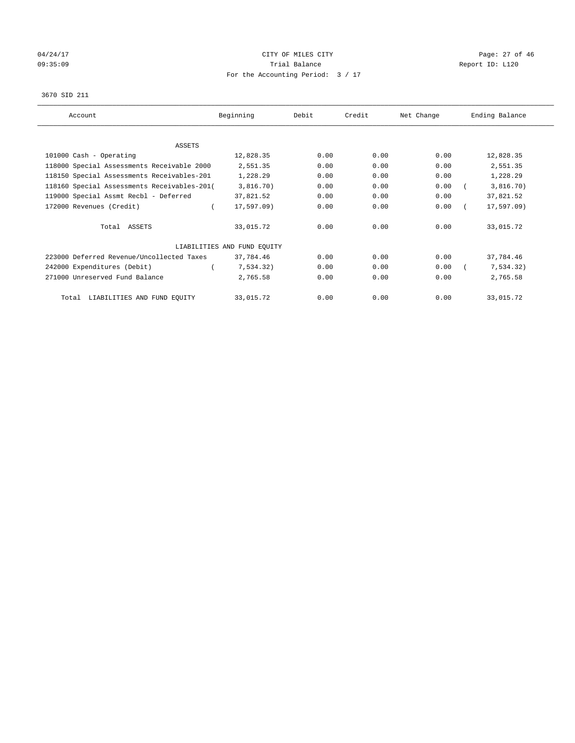CITY OF MILES CITY

Trial Balance

For the Accounting Period: 3 / 17

04/24/17 09:35:09 — Report ID: L120

3670 SID 211

| Account | Beginning | Debit | Credit | Net Change | Ending Balance |
|---|---|---|---|---|---|
| ASSETS | | | | | |
| 101000 Cash - Operating | 12,828.35 | 0.00 | 0.00 | 0.00 | 12,828.35 |
| 118000 Special Assessments Receivable 2000 | 2,551.35 | 0.00 | 0.00 | 0.00 | 2,551.35 |
| 118150 Special Assessments Receivables-201 | 1,228.29 | 0.00 | 0.00 | 0.00 | 1,228.29 |
| 118160 Special Assessments Receivables-201( | 3,816.70) | 0.00 | 0.00 | 0.00 | ( 3,816.70) |
| 119000 Special Assmt Recbl - Deferred | 37,821.52 | 0.00 | 0.00 | 0.00 | 37,821.52 |
| 172000 Revenues (Credit) | ( 17,597.09) | 0.00 | 0.00 | 0.00 | ( 17,597.09) |
| Total ASSETS | 33,015.72 | 0.00 | 0.00 | 0.00 | 33,015.72 |
| LIABILITIES AND FUND EQUITY | | | | | |
| 223000 Deferred Revenue/Uncollected Taxes | 37,784.46 | 0.00 | 0.00 | 0.00 | 37,784.46 |
| 242000 Expenditures (Debit) | ( 7,534.32) | 0.00 | 0.00 | 0.00 | ( 7,534.32) |
| 271000 Unreserved Fund Balance | 2,765.58 | 0.00 | 0.00 | 0.00 | 2,765.58 |
| Total LIABILITIES AND FUND EQUITY | 33,015.72 | 0.00 | 0.00 | 0.00 | 33,015.72 |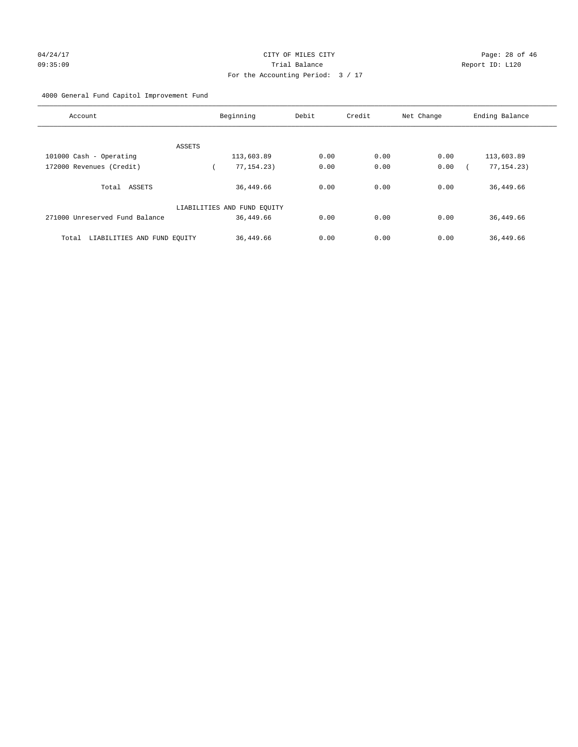CITY OF MILES CITY
Trial Balance
For the Accounting Period: 3 / 17

04/24/17 09:35:09 — Report ID: L120

4000 General Fund Capitol Improvement Fund

| Account | Beginning | Debit | Credit | Net Change | Ending Balance |
|---|---|---|---|---|---|
| ASSETS | | | | | |
| 101000 Cash - Operating | 113,603.89 | 0.00 | 0.00 | 0.00 | 113,603.89 |
| 172000 Revenues (Credit) | ( 77,154.23) | 0.00 | 0.00 | 0.00 | ( 77,154.23) |
| Total ASSETS | 36,449.66 | 0.00 | 0.00 | 0.00 | 36,449.66 |
| LIABILITIES AND FUND EQUITY | | | | | |
| 271000 Unreserved Fund Balance | 36,449.66 | 0.00 | 0.00 | 0.00 | 36,449.66 |
| Total LIABILITIES AND FUND EQUITY | 36,449.66 | 0.00 | 0.00 | 0.00 | 36,449.66 |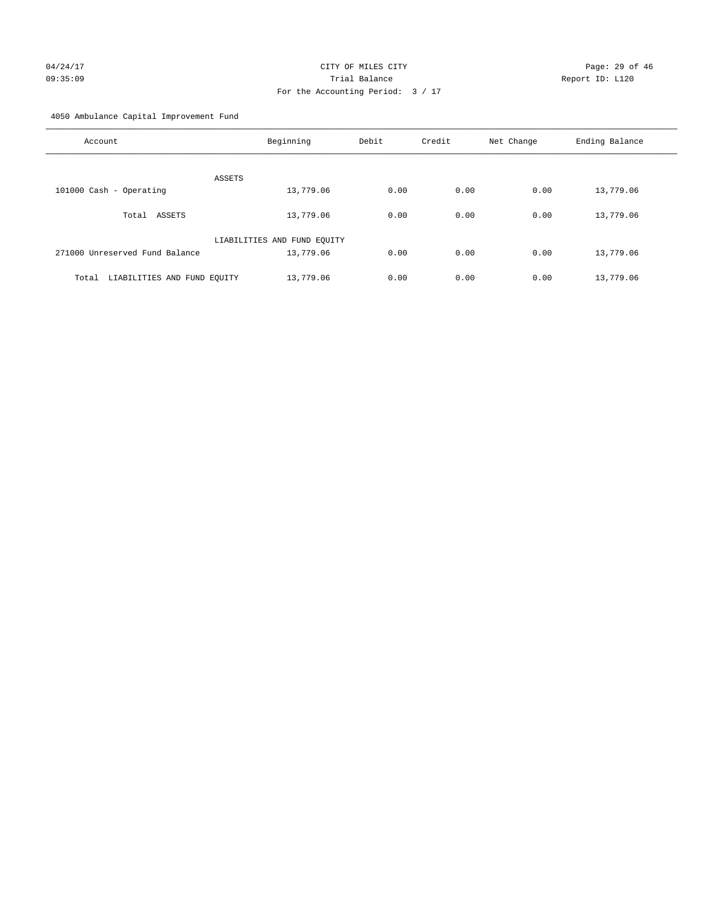CITY OF MILES CITY
Trial Balance
For the Accounting Period: 3 / 17

04/24/17 09:35:09 — Report ID: L120

4050 Ambulance Capital Improvement Fund

| Account | Beginning | Debit | Credit | Net Change | Ending Balance |
|---|---|---|---|---|---|
| ASSETS | | | | | |
| 101000 Cash - Operating | 13,779.06 | 0.00 | 0.00 | 0.00 | 13,779.06 |
| Total ASSETS | 13,779.06 | 0.00 | 0.00 | 0.00 | 13,779.06 |
| LIABILITIES AND FUND EQUITY | | | | | |
| 271000 Unreserved Fund Balance | 13,779.06 | 0.00 | 0.00 | 0.00 | 13,779.06 |
| Total LIABILITIES AND FUND EQUITY | 13,779.06 | 0.00 | 0.00 | 0.00 | 13,779.06 |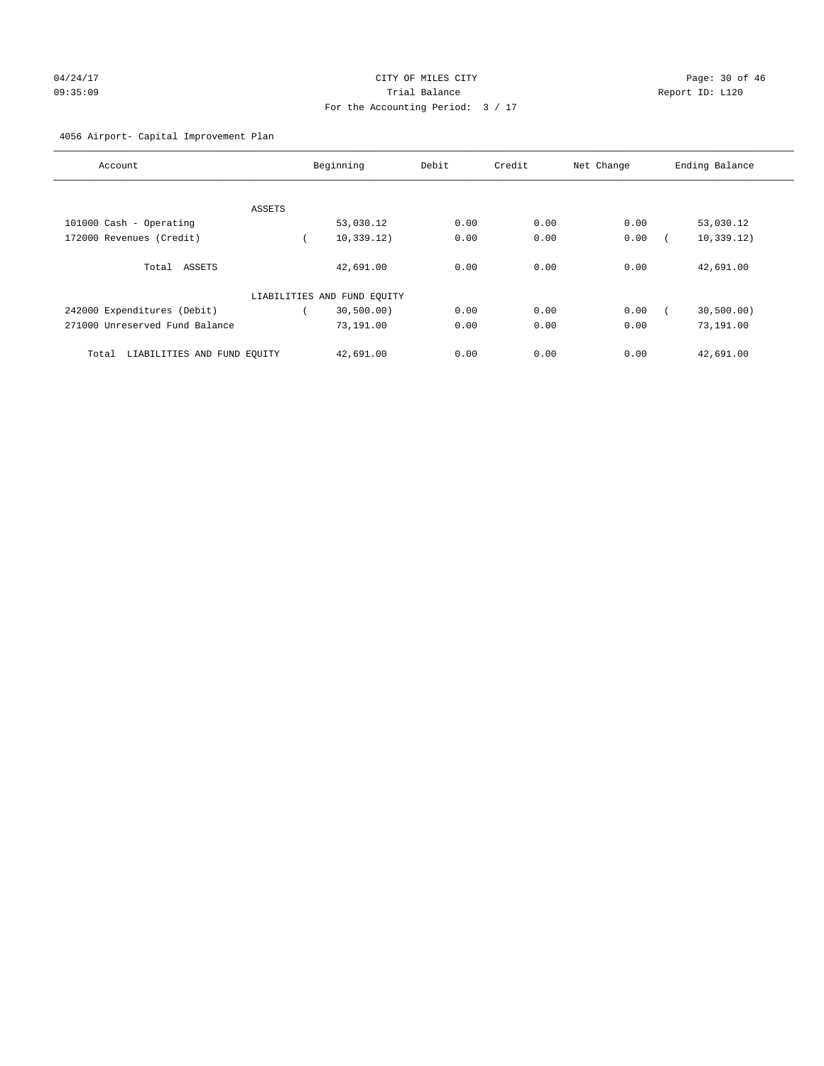CITY OF MILES CITY
Trial Balance
For the Accounting Period: 3 / 17

04/24/17 09:35:09 Report ID: L120

4056 Airport- Capital Improvement Plan

| Account | Beginning | Debit | Credit | Net Change | Ending Balance |
|---|---|---|---|---|---|
| ASSETS | | | | | |
| 101000 Cash - Operating | 53,030.12 | 0.00 | 0.00 | 0.00 | 53,030.12 |
| 172000 Revenues (Credit) | ( 10,339.12) | 0.00 | 0.00 | 0.00 | ( 10,339.12) |
| Total ASSETS | 42,691.00 | 0.00 | 0.00 | 0.00 | 42,691.00 |
| LIABILITIES AND FUND EQUITY | | | | | |
| 242000 Expenditures (Debit) | ( 30,500.00) | 0.00 | 0.00 | 0.00 | ( 30,500.00) |
| 271000 Unreserved Fund Balance | 73,191.00 | 0.00 | 0.00 | 0.00 | 73,191.00 |
| Total LIABILITIES AND FUND EQUITY | 42,691.00 | 0.00 | 0.00 | 0.00 | 42,691.00 |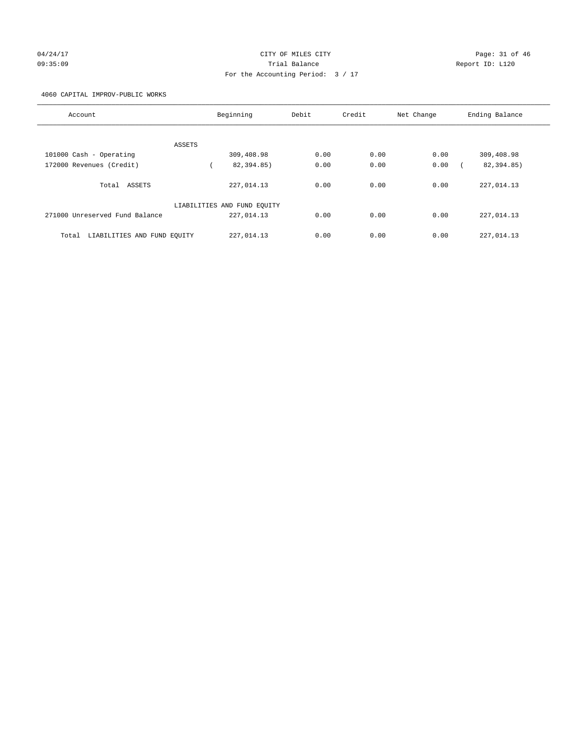04/24/17 CITY OF MILES CITY
09:35:09 Trial Balance Report ID: L120
For the Accounting Period: 3 / 17

4060 CAPITAL IMPROV-PUBLIC WORKS

| Account | Beginning | Debit | Credit | Net Change | Ending Balance |
|---|---|---|---|---|---|
| ASSETS | | | | | |
| 101000 Cash - Operating | 309,408.98 | 0.00 | 0.00 | 0.00 | 309,408.98 |
| 172000 Revenues (Credit) | ( 82,394.85) | 0.00 | 0.00 | 0.00 | ( 82,394.85) |
| Total ASSETS | 227,014.13 | 0.00 | 0.00 | 0.00 | 227,014.13 |
| LIABILITIES AND FUND EQUITY | | | | | |
| 271000 Unreserved Fund Balance | 227,014.13 | 0.00 | 0.00 | 0.00 | 227,014.13 |
| Total LIABILITIES AND FUND EQUITY | 227,014.13 | 0.00 | 0.00 | 0.00 | 227,014.13 |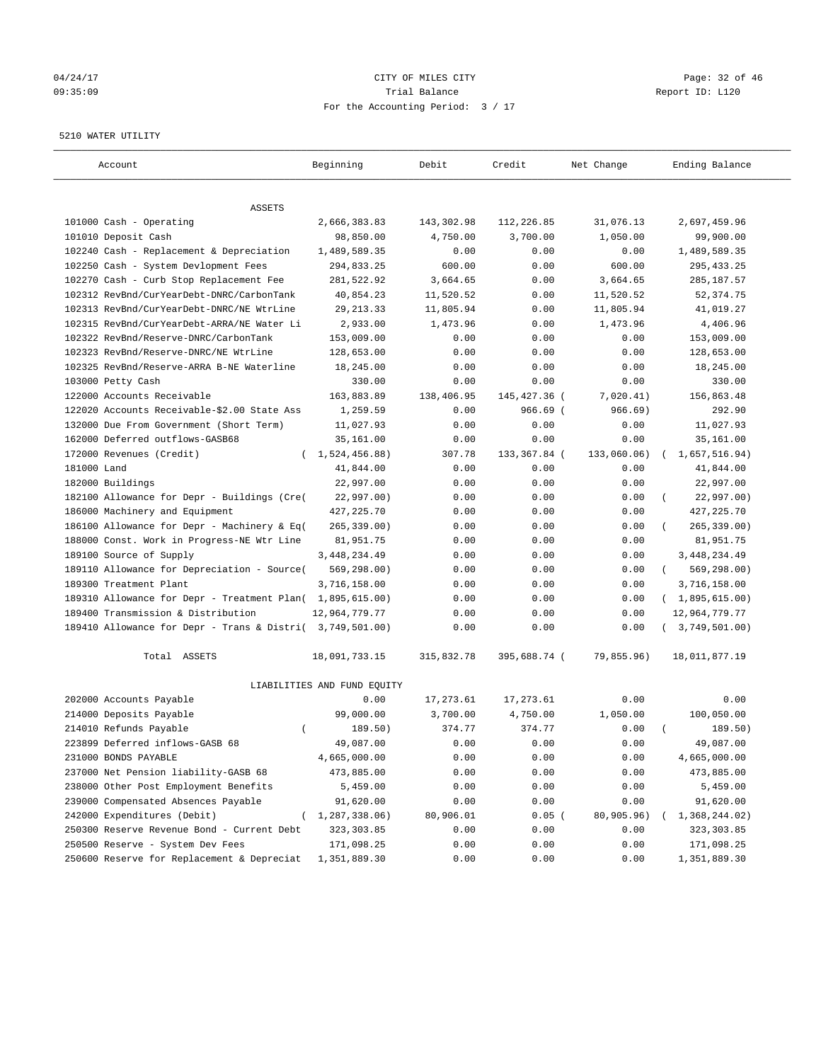CITY OF MILES CITY
Trial Balance
For the Accounting Period: 3 / 17

04/24/17
09:35:09

Report ID: L120

5210 WATER UTILITY

| Account | Beginning | Debit | Credit | Net Change | Ending Balance |
|---|---|---|---|---|---|
| ASSETS | | | | | |
| 101000 Cash - Operating | 2,666,383.83 | 143,302.98 | 112,226.85 | 31,076.13 | 2,697,459.96 |
| 101010 Deposit Cash | 98,850.00 | 4,750.00 | 3,700.00 | 1,050.00 | 99,900.00 |
| 102240 Cash - Replacement & Depreciation | 1,489,589.35 | 0.00 | 0.00 | 0.00 | 1,489,589.35 |
| 102250 Cash - System Devlopment Fees | 294,833.25 | 600.00 | 0.00 | 600.00 | 295,433.25 |
| 102270 Cash - Curb Stop Replacement Fee | 281,522.92 | 3,664.65 | 0.00 | 3,664.65 | 285,187.57 |
| 102312 RevBnd/CurYearDebt-DNRC/CarbonTank | 40,854.23 | 11,520.52 | 0.00 | 11,520.52 | 52,374.75 |
| 102313 RevBnd/CurYearDebt-DNRC/NE WtrLine | 29,213.33 | 11,805.94 | 0.00 | 11,805.94 | 41,019.27 |
| 102315 RevBnd/CurYearDebt-ARRA/NE Water Li | 2,933.00 | 1,473.96 | 0.00 | 1,473.96 | 4,406.96 |
| 102322 RevBnd/Reserve-DNRC/CarbonTank | 153,009.00 | 0.00 | 0.00 | 0.00 | 153,009.00 |
| 102323 RevBnd/Reserve-DNRC/NE WtrLine | 128,653.00 | 0.00 | 0.00 | 0.00 | 128,653.00 |
| 102325 RevBnd/Reserve-ARRA B-NE Waterline | 18,245.00 | 0.00 | 0.00 | 0.00 | 18,245.00 |
| 103000 Petty Cash | 330.00 | 0.00 | 0.00 | 0.00 | 330.00 |
| 122000 Accounts Receivable | 163,883.89 | 138,406.95 | 145,427.36 | (7,020.41) | 156,863.48 |
| 122020 Accounts Receivable-$2.00 State Ass | 1,259.59 | 0.00 | 966.69 | (966.69) | 292.90 |
| 132000 Due From Government (Short Term) | 11,027.93 | 0.00 | 0.00 | 0.00 | 11,027.93 |
| 162000 Deferred outflows-GASB68 | 35,161.00 | 0.00 | 0.00 | 0.00 | 35,161.00 |
| 172000 Revenues (Credit) | (1,524,456.88) | 307.78 | 133,367.84 | (133,060.06) | (1,657,516.94) |
| 181000 Land | 41,844.00 | 0.00 | 0.00 | 0.00 | 41,844.00 |
| 182000 Buildings | 22,997.00 | 0.00 | 0.00 | 0.00 | 22,997.00 |
| 182100 Allowance for Depr - Buildings (Cre( | 22,997.00) | 0.00 | 0.00 | 0.00 | (22,997.00) |
| 186000 Machinery and Equipment | 427,225.70 | 0.00 | 0.00 | 0.00 | 427,225.70 |
| 186100 Allowance for Depr - Machinery & Eq( | 265,339.00) | 0.00 | 0.00 | 0.00 | (265,339.00) |
| 188000 Const. Work in Progress-NE Wtr Line | 81,951.75 | 0.00 | 0.00 | 0.00 | 81,951.75 |
| 189100 Source of Supply | 3,448,234.49 | 0.00 | 0.00 | 0.00 | 3,448,234.49 |
| 189110 Allowance for Depreciation - Source( | 569,298.00) | 0.00 | 0.00 | 0.00 | (569,298.00) |
| 189300 Treatment Plant | 3,716,158.00 | 0.00 | 0.00 | 0.00 | 3,716,158.00 |
| 189310 Allowance for Depr - Treatment Plan( | 1,895,615.00) | 0.00 | 0.00 | 0.00 | (1,895,615.00) |
| 189400 Transmission & Distribution | 12,964,779.77 | 0.00 | 0.00 | 0.00 | 12,964,779.77 |
| 189410 Allowance for Depr - Trans & Distri( | 3,749,501.00) | 0.00 | 0.00 | 0.00 | (3,749,501.00) |
| Total ASSETS | 18,091,733.15 | 315,832.78 | 395,688.74 | (79,855.96) | 18,011,877.19 |
| LIABILITIES AND FUND EQUITY | | | | | |
| 202000 Accounts Payable | 0.00 | 17,273.61 | 17,273.61 | 0.00 | 0.00 |
| 214000 Deposits Payable | 99,000.00 | 3,700.00 | 4,750.00 | 1,050.00 | 100,050.00 |
| 214010 Refunds Payable | (189.50) | 374.77 | 374.77 | 0.00 | (189.50) |
| 223899 Deferred inflows-GASB 68 | 49,087.00 | 0.00 | 0.00 | 0.00 | 49,087.00 |
| 231000 BONDS PAYABLE | 4,665,000.00 | 0.00 | 0.00 | 0.00 | 4,665,000.00 |
| 237000 Net Pension liability-GASB 68 | 473,885.00 | 0.00 | 0.00 | 0.00 | 473,885.00 |
| 238000 Other Post Employment Benefits | 5,459.00 | 0.00 | 0.00 | 0.00 | 5,459.00 |
| 239000 Compensated Absences Payable | 91,620.00 | 0.00 | 0.00 | 0.00 | 91,620.00 |
| 242000 Expenditures (Debit) | (1,287,338.06) | 80,906.01 | 0.05 | (80,905.96) | (1,368,244.02) |
| 250300 Reserve Revenue Bond - Current Debt | 323,303.85 | 0.00 | 0.00 | 0.00 | 323,303.85 |
| 250500 Reserve - System Dev Fees | 171,098.25 | 0.00 | 0.00 | 0.00 | 171,098.25 |
| 250600 Reserve for Replacement & Depreciat | 1,351,889.30 | 0.00 | 0.00 | 0.00 | 1,351,889.30 |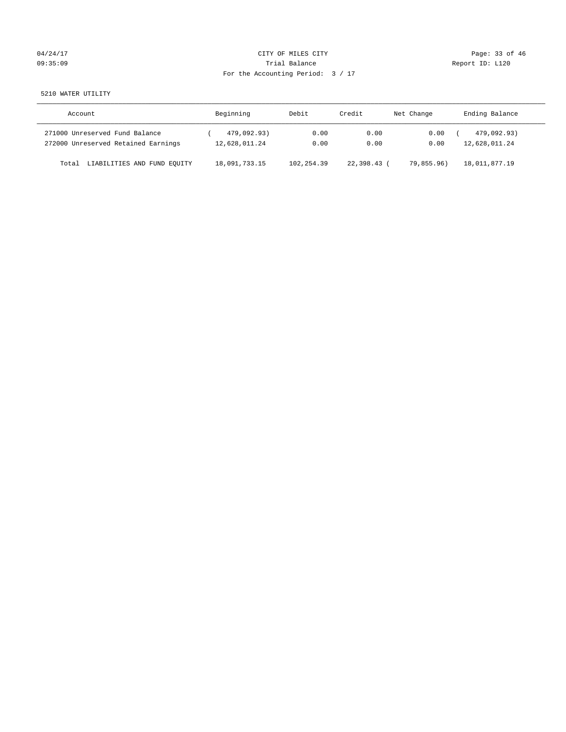CITY OF MILES CITY
Trial Balance
For the Accounting Period: 3 / 17

04/24/17 09:35:09 — Report ID: L120

5210 WATER UTILITY

| Account | Beginning | Debit | Credit | Net Change | Ending Balance |
|---|---|---|---|---|---|
| 271000 Unreserved Fund Balance | ( 479,092.93) | 0.00 | 0.00 | 0.00 | ( 479,092.93) |
| 272000 Unreserved Retained Earnings | 12,628,011.24 | 0.00 | 0.00 | 0.00 | 12,628,011.24 |
| Total LIABILITIES AND FUND EQUITY | 18,091,733.15 | 102,254.39 | 22,398.43 | ( 79,855.96) | 18,011,877.19 |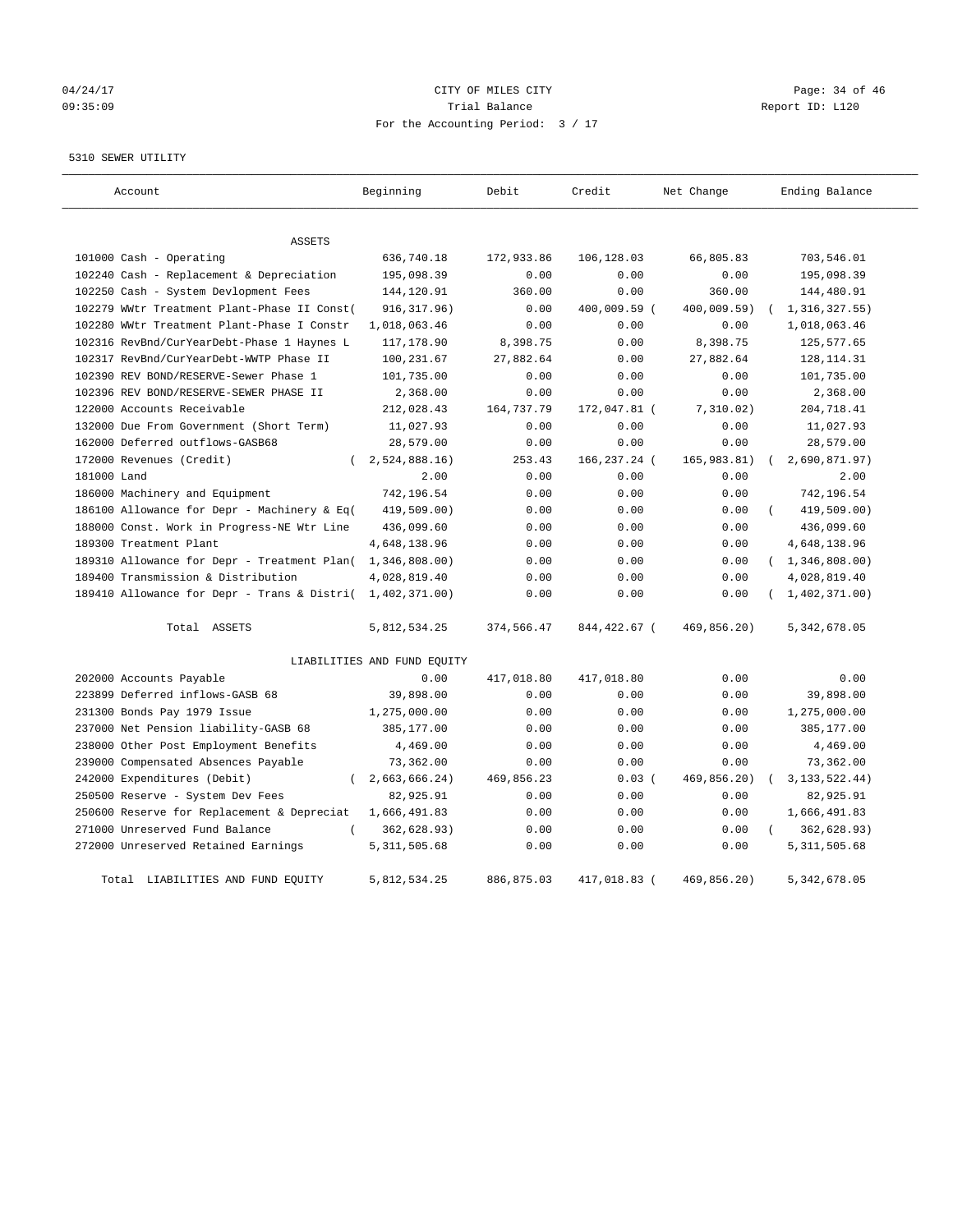CITY OF MILES CITY

Trial Balance

For the Accounting Period: 3 / 17

04/24/17 09:35:09 — Report ID: L120

5310 SEWER UTILITY

| Account | Beginning | Debit | Credit | Net Change | Ending Balance |
|---|---|---|---|---|---|
| ASSETS | | | | | |
| 101000 Cash - Operating | 636,740.18 | 172,933.86 | 106,128.03 | 66,805.83 | 703,546.01 |
| 102240 Cash - Replacement & Depreciation | 195,098.39 | 0.00 | 0.00 | 0.00 | 195,098.39 |
| 102250 Cash - System Devlopment Fees | 144,120.91 | 360.00 | 0.00 | 360.00 | 144,480.91 |
| 102279 WWtr Treatment Plant-Phase II Const( | 916,317.96) | 0.00 | 400,009.59 ( | 400,009.59) | ( 1,316,327.55) |
| 102280 WWtr Treatment Plant-Phase I Constr | 1,018,063.46 | 0.00 | 0.00 | 0.00 | 1,018,063.46 |
| 102316 RevBnd/CurYearDebt-Phase 1 Haynes L | 117,178.90 | 8,398.75 | 0.00 | 8,398.75 | 125,577.65 |
| 102317 RevBnd/CurYearDebt-WWTP Phase II | 100,231.67 | 27,882.64 | 0.00 | 27,882.64 | 128,114.31 |
| 102390 REV BOND/RESERVE-Sewer Phase 1 | 101,735.00 | 0.00 | 0.00 | 0.00 | 101,735.00 |
| 102396 REV BOND/RESERVE-SEWER PHASE II | 2,368.00 | 0.00 | 0.00 | 0.00 | 2,368.00 |
| 122000 Accounts Receivable | 212,028.43 | 164,737.79 | 172,047.81 ( | 7,310.02) | 204,718.41 |
| 132000 Due From Government (Short Term) | 11,027.93 | 0.00 | 0.00 | 0.00 | 11,027.93 |
| 162000 Deferred outflows-GASB68 | 28,579.00 | 0.00 | 0.00 | 0.00 | 28,579.00 |
| 172000 Revenues (Credit) | ( 2,524,888.16) | 253.43 | 166,237.24 ( | 165,983.81) | ( 2,690,871.97) |
| 181000 Land | 2.00 | 0.00 | 0.00 | 0.00 | 2.00 |
| 186000 Machinery and Equipment | 742,196.54 | 0.00 | 0.00 | 0.00 | 742,196.54 |
| 186100 Allowance for Depr - Machinery & Eq( | 419,509.00) | 0.00 | 0.00 | 0.00 | ( 419,509.00) |
| 188000 Const. Work in Progress-NE Wtr Line | 436,099.60 | 0.00 | 0.00 | 0.00 | 436,099.60 |
| 189300 Treatment Plant | 4,648,138.96 | 0.00 | 0.00 | 0.00 | 4,648,138.96 |
| 189310 Allowance for Depr - Treatment Plan( | 1,346,808.00) | 0.00 | 0.00 | 0.00 | ( 1,346,808.00) |
| 189400 Transmission & Distribution | 4,028,819.40 | 0.00 | 0.00 | 0.00 | 4,028,819.40 |
| 189410 Allowance for Depr - Trans & Distri( | 1,402,371.00) | 0.00 | 0.00 | 0.00 | ( 1,402,371.00) |
| Total ASSETS | 5,812,534.25 | 374,566.47 | 844,422.67 ( | 469,856.20) | 5,342,678.05 |
| LIABILITIES AND FUND EQUITY | | | | | |
| 202000 Accounts Payable | 0.00 | 417,018.80 | 417,018.80 | 0.00 | 0.00 |
| 223899 Deferred inflows-GASB 68 | 39,898.00 | 0.00 | 0.00 | 0.00 | 39,898.00 |
| 231300 Bonds Pay 1979 Issue | 1,275,000.00 | 0.00 | 0.00 | 0.00 | 1,275,000.00 |
| 237000 Net Pension liability-GASB 68 | 385,177.00 | 0.00 | 0.00 | 0.00 | 385,177.00 |
| 238000 Other Post Employment Benefits | 4,469.00 | 0.00 | 0.00 | 0.00 | 4,469.00 |
| 239000 Compensated Absences Payable | 73,362.00 | 0.00 | 0.00 | 0.00 | 73,362.00 |
| 242000 Expenditures (Debit) | ( 2,663,666.24) | 469,856.23 | 0.03 ( | 469,856.20) | ( 3,133,522.44) |
| 250500 Reserve - System Dev Fees | 82,925.91 | 0.00 | 0.00 | 0.00 | 82,925.91 |
| 250600 Reserve for Replacement & Depreciat | 1,666,491.83 | 0.00 | 0.00 | 0.00 | 1,666,491.83 |
| 271000 Unreserved Fund Balance | ( 362,628.93) | 0.00 | 0.00 | 0.00 | ( 362,628.93) |
| 272000 Unreserved Retained Earnings | 5,311,505.68 | 0.00 | 0.00 | 0.00 | 5,311,505.68 |
| Total LIABILITIES AND FUND EQUITY | 5,812,534.25 | 886,875.03 | 417,018.83 ( | 469,856.20) | 5,342,678.05 |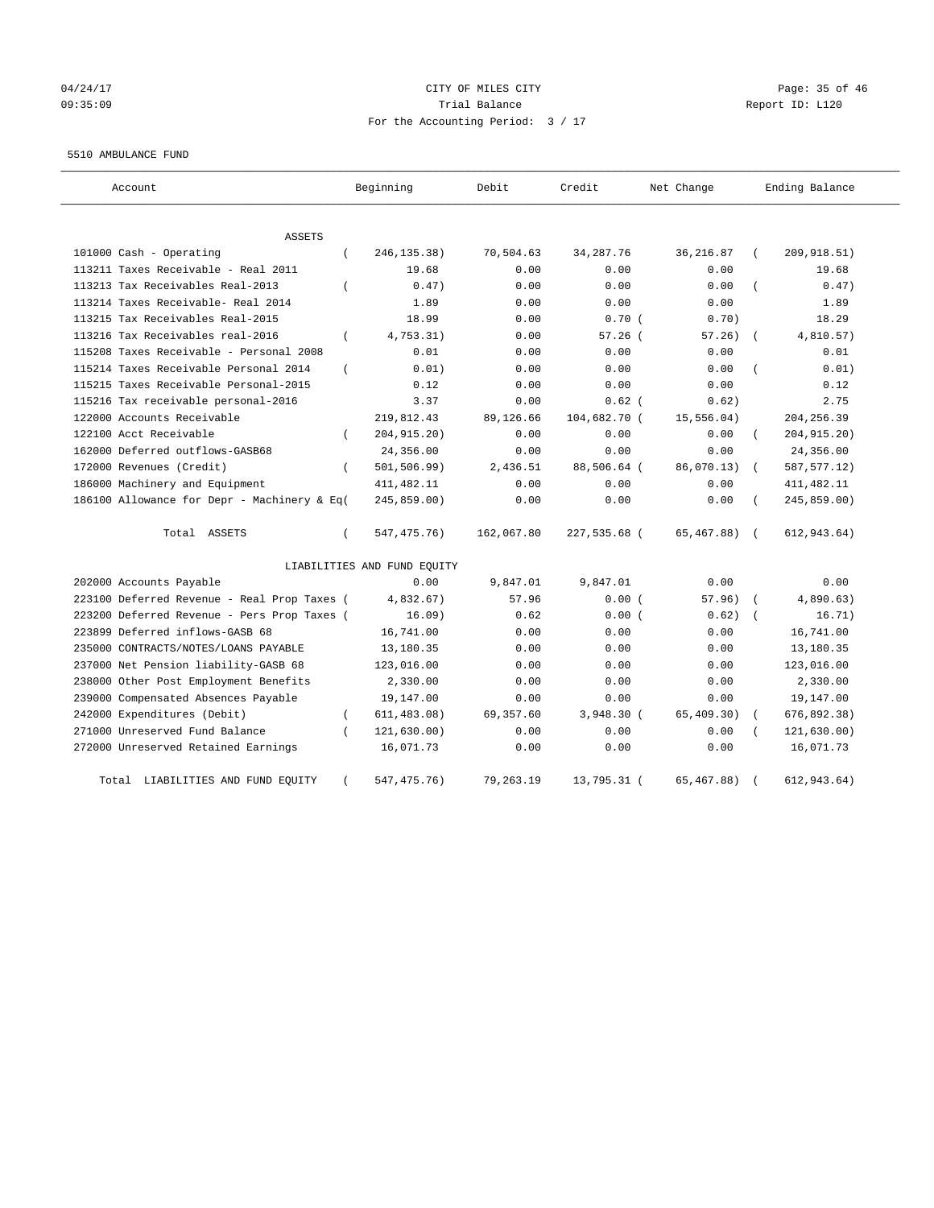04/24/17 CITY OF MILES CITY
09:35:09 Trial Balance Report ID: L120
For the Accounting Period: 3 / 17

5510 AMBULANCE FUND

| Account | Beginning | Debit | Credit | Net Change | Ending Balance |
|---|---|---|---|---|---|
| ASSETS | | | | | |
| 101000 Cash - Operating | ( 246,135.38) | 70,504.63 | 34,287.76 | 36,216.87 | ( 209,918.51) |
| 113211 Taxes Receivable - Real 2011 | 19.68 | 0.00 | 0.00 | 0.00 | 19.68 |
| 113213 Tax Receivables Real-2013 | ( 0.47) | 0.00 | 0.00 | 0.00 | ( 0.47) |
| 113214 Taxes Receivable- Real 2014 | 1.89 | 0.00 | 0.00 | 0.00 | 1.89 |
| 113215 Tax Receivables Real-2015 | 18.99 | 0.00 | 0.70 | ( 0.70) | 18.29 |
| 113216 Tax Receivables real-2016 | ( 4,753.31) | 0.00 | 57.26 | ( 57.26) | ( 4,810.57) |
| 115208 Taxes Receivable - Personal 2008 | 0.01 | 0.00 | 0.00 | 0.00 | 0.01 |
| 115214 Taxes Receivable Personal 2014 | ( 0.01) | 0.00 | 0.00 | 0.00 | ( 0.01) |
| 115215 Taxes Receivable Personal-2015 | 0.12 | 0.00 | 0.00 | 0.00 | 0.12 |
| 115216 Tax receivable personal-2016 | 3.37 | 0.00 | 0.62 | ( 0.62) | 2.75 |
| 122000 Accounts Receivable | 219,812.43 | 89,126.66 | 104,682.70 | ( 15,556.04) | 204,256.39 |
| 122100 Acct Receivable | ( 204,915.20) | 0.00 | 0.00 | 0.00 | ( 204,915.20) |
| 162000 Deferred outflows-GASB68 | 24,356.00 | 0.00 | 0.00 | 0.00 | 24,356.00 |
| 172000 Revenues (Credit) | ( 501,506.99) | 2,436.51 | 88,506.64 | ( 86,070.13) | ( 587,577.12) |
| 186000 Machinery and Equipment | 411,482.11 | 0.00 | 0.00 | 0.00 | 411,482.11 |
| 186100 Allowance for Depr - Machinery & Eq | ( 245,859.00) | 0.00 | 0.00 | 0.00 | ( 245,859.00) |
| Total ASSETS | ( 547,475.76) | 162,067.80 | 227,535.68 | ( 65,467.88) | ( 612,943.64) |
| LIABILITIES AND FUND EQUITY | | | | | |
| 202000 Accounts Payable | 0.00 | 9,847.01 | 9,847.01 | 0.00 | 0.00 |
| 223100 Deferred Revenue - Real Prop Taxes | ( 4,832.67) | 57.96 | 0.00 | ( 57.96) | ( 4,890.63) |
| 223200 Deferred Revenue - Pers Prop Taxes | ( 16.09) | 0.62 | 0.00 | ( 0.62) | ( 16.71) |
| 223899 Deferred inflows-GASB 68 | 16,741.00 | 0.00 | 0.00 | 0.00 | 16,741.00 |
| 235000 CONTRACTS/NOTES/LOANS PAYABLE | 13,180.35 | 0.00 | 0.00 | 0.00 | 13,180.35 |
| 237000 Net Pension liability-GASB 68 | 123,016.00 | 0.00 | 0.00 | 0.00 | 123,016.00 |
| 238000 Other Post Employment Benefits | 2,330.00 | 0.00 | 0.00 | 0.00 | 2,330.00 |
| 239000 Compensated Absences Payable | 19,147.00 | 0.00 | 0.00 | 0.00 | 19,147.00 |
| 242000 Expenditures (Debit) | ( 611,483.08) | 69,357.60 | 3,948.30 | ( 65,409.30) | ( 676,892.38) |
| 271000 Unreserved Fund Balance | ( 121,630.00) | 0.00 | 0.00 | 0.00 | ( 121,630.00) |
| 272000 Unreserved Retained Earnings | 16,071.73 | 0.00 | 0.00 | 0.00 | 16,071.73 |
| Total LIABILITIES AND FUND EQUITY | ( 547,475.76) | 79,263.19 | 13,795.31 | ( 65,467.88) | ( 612,943.64) |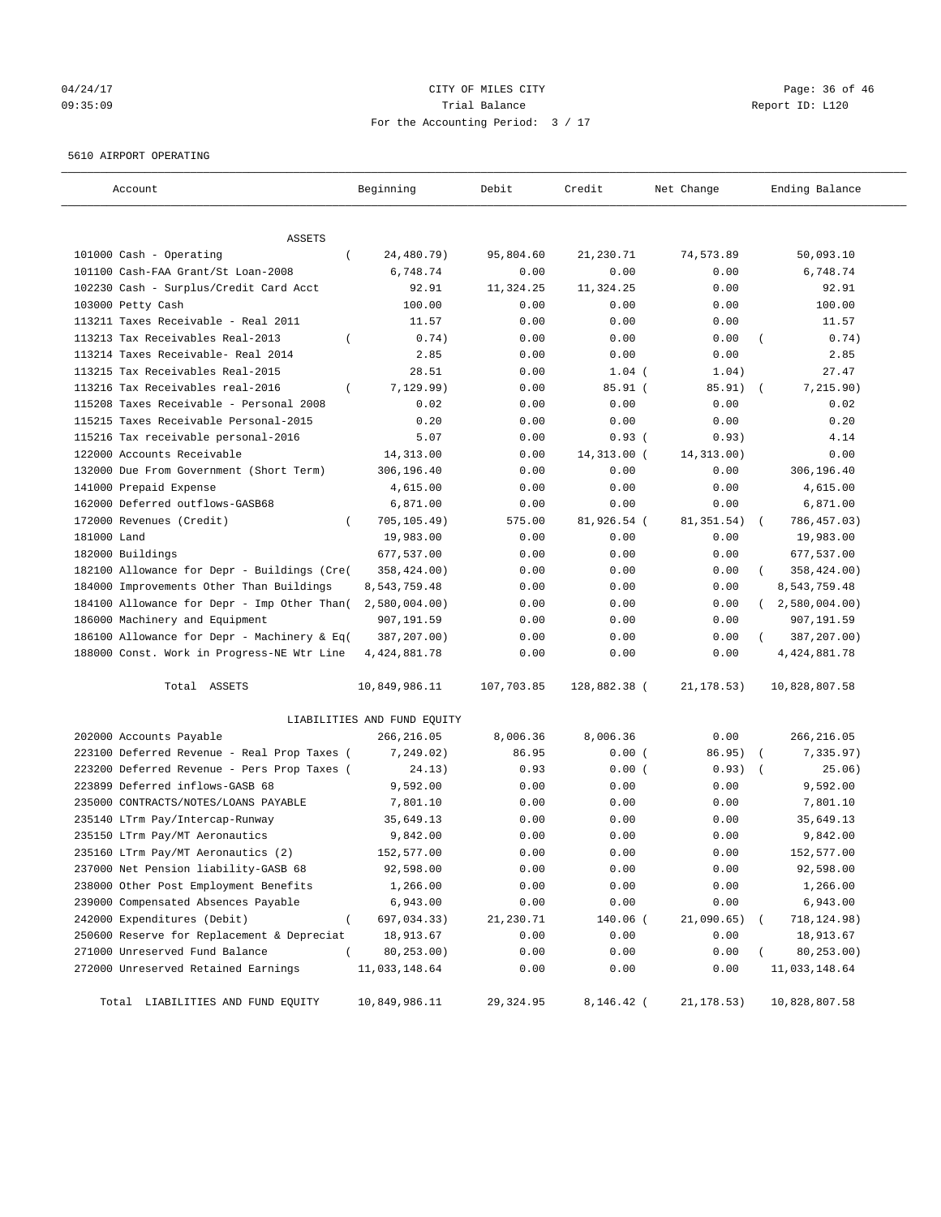04/24/17 CITY OF MILES CITY
09:35:09 Trial Balance Report ID: L120
For the Accounting Period: 3 / 17

5610 AIRPORT OPERATING

| Account | Beginning | Debit | Credit | Net Change | Ending Balance |
|---|---|---|---|---|---|
| ASSETS | | | | | |
| 101000 Cash - Operating | ( 24,480.79) | 95,804.60 | 21,230.71 | 74,573.89 | 50,093.10 |
| 101100 Cash-FAA Grant/St Loan-2008 | 6,748.74 | 0.00 | 0.00 | 0.00 | 6,748.74 |
| 102230 Cash - Surplus/Credit Card Acct | 92.91 | 11,324.25 | 11,324.25 | 0.00 | 92.91 |
| 103000 Petty Cash | 100.00 | 0.00 | 0.00 | 0.00 | 100.00 |
| 113211 Taxes Receivable - Real 2011 | 11.57 | 0.00 | 0.00 | 0.00 | 11.57 |
| 113213 Tax Receivables Real-2013 | ( 0.74) | 0.00 | 0.00 | 0.00 | ( 0.74) |
| 113214 Taxes Receivable- Real 2014 | 2.85 | 0.00 | 0.00 | 0.00 | 2.85 |
| 113215 Tax Receivables Real-2015 | 28.51 | 0.00 | 1.04 | ( 1.04) | 27.47 |
| 113216 Tax Receivables real-2016 | ( 7,129.99) | 0.00 | 85.91 | ( 85.91) | ( 7,215.90) |
| 115208 Taxes Receivable - Personal 2008 | 0.02 | 0.00 | 0.00 | 0.00 | 0.02 |
| 115215 Taxes Receivable Personal-2015 | 0.20 | 0.00 | 0.00 | 0.00 | 0.20 |
| 115216 Tax receivable personal-2016 | 5.07 | 0.00 | 0.93 | ( 0.93) | 4.14 |
| 122000 Accounts Receivable | 14,313.00 | 0.00 | 14,313.00 | ( 14,313.00) | 0.00 |
| 132000 Due From Government (Short Term) | 306,196.40 | 0.00 | 0.00 | 0.00 | 306,196.40 |
| 141000 Prepaid Expense | 4,615.00 | 0.00 | 0.00 | 0.00 | 4,615.00 |
| 162000 Deferred outflows-GASB68 | 6,871.00 | 0.00 | 0.00 | 0.00 | 6,871.00 |
| 172000 Revenues (Credit) | ( 705,105.49) | 575.00 | 81,926.54 | ( 81,351.54) | ( 786,457.03) |
| 181000 Land | 19,983.00 | 0.00 | 0.00 | 0.00 | 19,983.00 |
| 182000 Buildings | 677,537.00 | 0.00 | 0.00 | 0.00 | 677,537.00 |
| 182100 Allowance for Depr - Buildings (Cre( | 358,424.00) | 0.00 | 0.00 | 0.00 | ( 358,424.00) |
| 184000 Improvements Other Than Buildings | 8,543,759.48 | 0.00 | 0.00 | 0.00 | 8,543,759.48 |
| 184100 Allowance for Depr - Imp Other Than( | 2,580,004.00) | 0.00 | 0.00 | 0.00 | ( 2,580,004.00) |
| 186000 Machinery and Equipment | 907,191.59 | 0.00 | 0.00 | 0.00 | 907,191.59 |
| 186100 Allowance for Depr - Machinery & Eq( | 387,207.00) | 0.00 | 0.00 | 0.00 | ( 387,207.00) |
| 188000 Const. Work in Progress-NE Wtr Line | 4,424,881.78 | 0.00 | 0.00 | 0.00 | 4,424,881.78 |
| Total ASSETS | 10,849,986.11 | 107,703.85 | 128,882.38 | ( 21,178.53) | 10,828,807.58 |
| LIABILITIES AND FUND EQUITY | | | | | |
| 202000 Accounts Payable | 266,216.05 | 8,006.36 | 8,006.36 | 0.00 | 266,216.05 |
| 223100 Deferred Revenue - Real Prop Taxes ( | 7,249.02) | 86.95 | 0.00 | ( 86.95) | ( 7,335.97) |
| 223200 Deferred Revenue - Pers Prop Taxes ( | 24.13) | 0.93 | 0.00 | ( 0.93) | ( 25.06) |
| 223899 Deferred inflows-GASB 68 | 9,592.00 | 0.00 | 0.00 | 0.00 | 9,592.00 |
| 235000 CONTRACTS/NOTES/LOANS PAYABLE | 7,801.10 | 0.00 | 0.00 | 0.00 | 7,801.10 |
| 235140 LTrm Pay/Intercap-Runway | 35,649.13 | 0.00 | 0.00 | 0.00 | 35,649.13 |
| 235150 LTrm Pay/MT Aeronautics | 9,842.00 | 0.00 | 0.00 | 0.00 | 9,842.00 |
| 235160 LTrm Pay/MT Aeronautics (2) | 152,577.00 | 0.00 | 0.00 | 0.00 | 152,577.00 |
| 237000 Net Pension liability-GASB 68 | 92,598.00 | 0.00 | 0.00 | 0.00 | 92,598.00 |
| 238000 Other Post Employment Benefits | 1,266.00 | 0.00 | 0.00 | 0.00 | 1,266.00 |
| 239000 Compensated Absences Payable | 6,943.00 | 0.00 | 0.00 | 0.00 | 6,943.00 |
| 242000 Expenditures (Debit) | ( 697,034.33) | 21,230.71 | 140.06 | ( 21,090.65) | ( 718,124.98) |
| 250600 Reserve for Replacement & Depreciat | 18,913.67 | 0.00 | 0.00 | 0.00 | 18,913.67 |
| 271000 Unreserved Fund Balance | ( 80,253.00) | 0.00 | 0.00 | 0.00 | ( 80,253.00) |
| 272000 Unreserved Retained Earnings | 11,033,148.64 | 0.00 | 0.00 | 0.00 | 11,033,148.64 |
| Total LIABILITIES AND FUND EQUITY | 10,849,986.11 | 29,324.95 | 8,146.42 | ( 21,178.53) | 10,828,807.58 |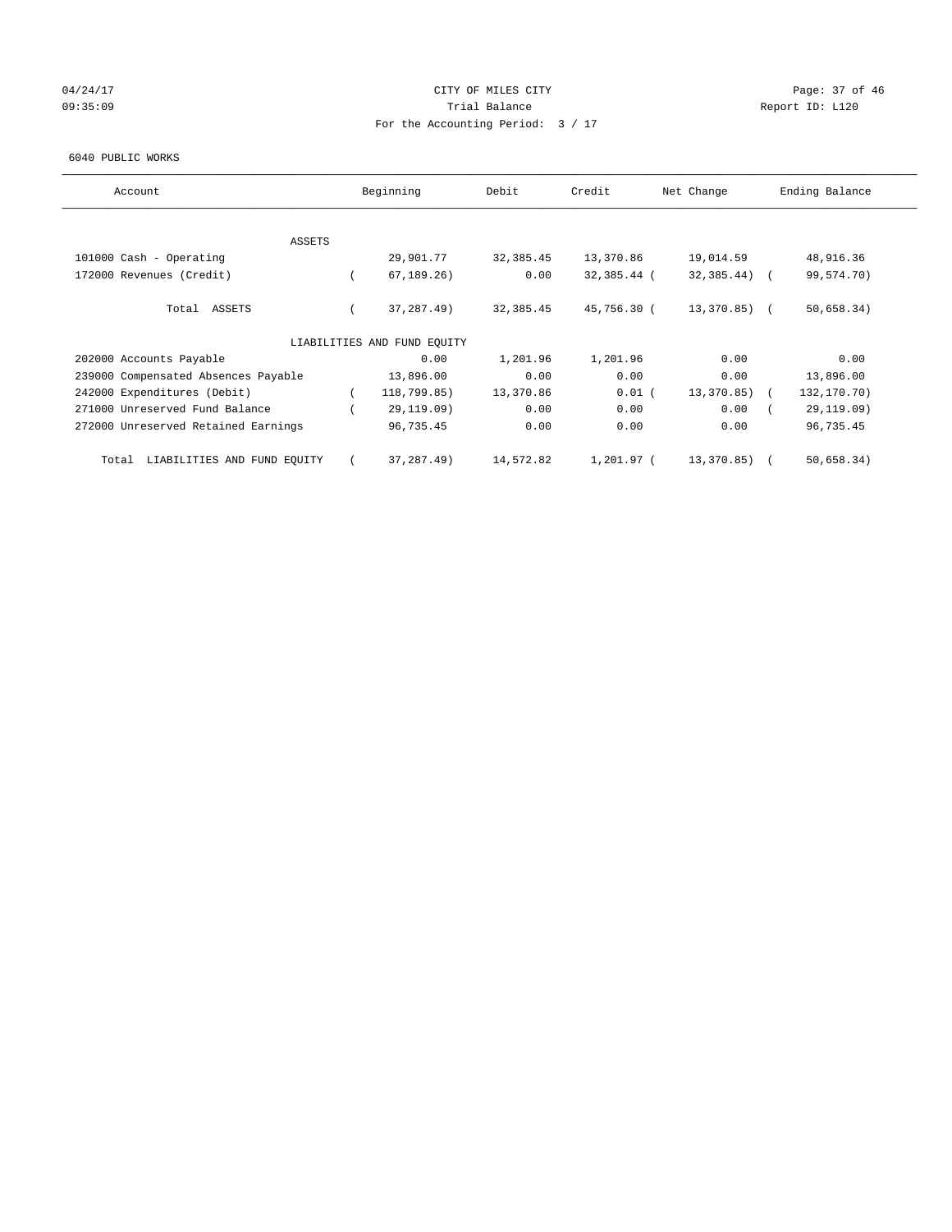CITY OF MILES CITY

Trial Balance

For the Accounting Period: 3 / 17

04/24/17
09:35:09

Report ID: L120

6040 PUBLIC WORKS

| Account | Beginning | Debit | Credit | Net Change | Ending Balance |
|---|---|---|---|---|---|
| ASSETS | | | | | |
| 101000 Cash - Operating | 29,901.77 | 32,385.45 | 13,370.86 | 19,014.59 | 48,916.36 |
| 172000 Revenues (Credit) | ( 67,189.26) | 0.00 | 32,385.44 | ( 32,385.44) | ( 99,574.70) |
| Total ASSETS | ( 37,287.49) | 32,385.45 | 45,756.30 | ( 13,370.85) | ( 50,658.34) |
| LIABILITIES AND FUND EQUITY | | | | | |
| 202000 Accounts Payable | 0.00 | 1,201.96 | 1,201.96 | 0.00 | 0.00 |
| 239000 Compensated Absences Payable | 13,896.00 | 0.00 | 0.00 | 0.00 | 13,896.00 |
| 242000 Expenditures (Debit) | ( 118,799.85) | 13,370.86 | 0.01 | ( 13,370.85) | ( 132,170.70) |
| 271000 Unreserved Fund Balance | ( 29,119.09) | 0.00 | 0.00 | 0.00 | ( 29,119.09) |
| 272000 Unreserved Retained Earnings | 96,735.45 | 0.00 | 0.00 | 0.00 | 96,735.45 |
| Total LIABILITIES AND FUND EQUITY | ( 37,287.49) | 14,572.82 | 1,201.97 | ( 13,370.85) | ( 50,658.34) |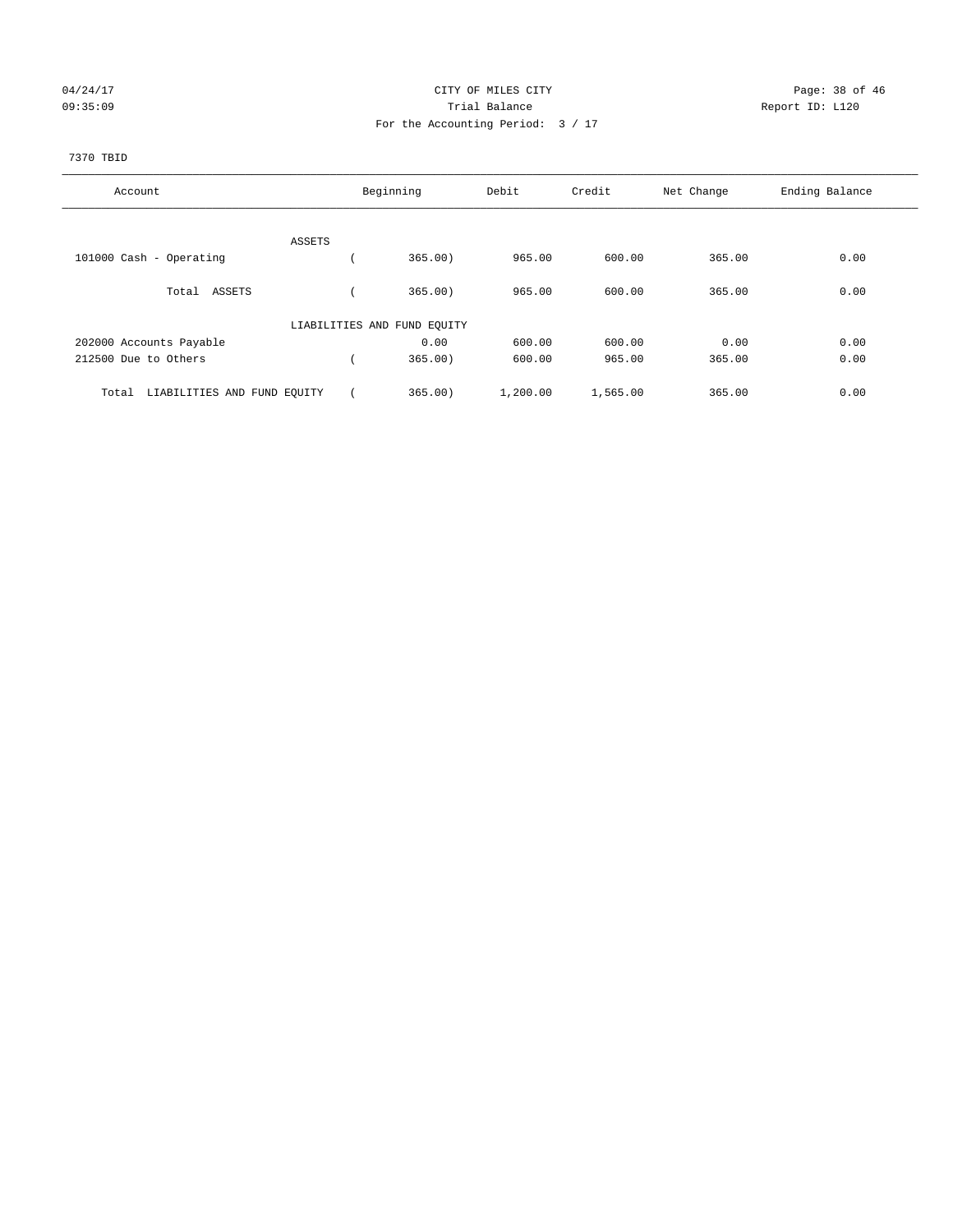CITY OF MILES CITY
Trial Balance
For the Accounting Period: 3 / 17

04/24/17 09:35:09 — Report ID: L120

7370 TBID

| Account | Beginning | Debit | Credit | Net Change | Ending Balance |
|---|---|---|---|---|---|
| ASSETS | | | | | |
| 101000 Cash - Operating | ( 365.00) | 965.00 | 600.00 | 365.00 | 0.00 |
| Total ASSETS | ( 365.00) | 965.00 | 600.00 | 365.00 | 0.00 |
| LIABILITIES AND FUND EQUITY | | | | | |
| 202000 Accounts Payable | 0.00 | 600.00 | 600.00 | 0.00 | 0.00 |
| 212500 Due to Others | ( 365.00) | 600.00 | 965.00 | 365.00 | 0.00 |
| Total LIABILITIES AND FUND EQUITY | ( 365.00) | 1,200.00 | 1,565.00 | 365.00 | 0.00 |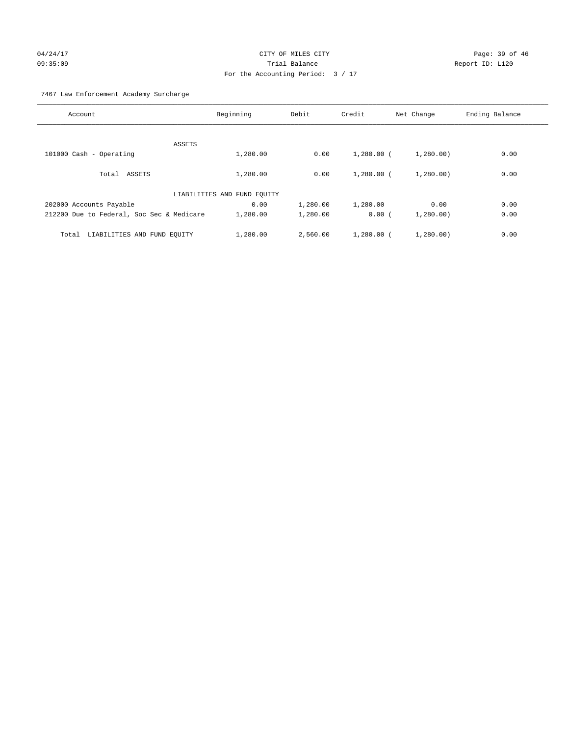CITY OF MILES CITY
Trial Balance
For the Accounting Period: 3 / 17

04/24/17
09:35:09

Report ID: L120

7467 Law Enforcement Academy Surcharge

| Account | Beginning | Debit | Credit | Net Change | Ending Balance |
|---|---|---|---|---|---|
| ASSETS | | | | | |
| 101000 Cash - Operating | 1,280.00 | 0.00 | 1,280.00 | ( 1,280.00) | 0.00 |
| Total ASSETS | 1,280.00 | 0.00 | 1,280.00 | ( 1,280.00) | 0.00 |
| LIABILITIES AND FUND EQUITY | | | | | |
| 202000 Accounts Payable | 0.00 | 1,280.00 | 1,280.00 | 0.00 | 0.00 |
| 212200 Due to Federal, Soc Sec & Medicare | 1,280.00 | 1,280.00 | 0.00 | ( 1,280.00) | 0.00 |
| Total LIABILITIES AND FUND EQUITY | 1,280.00 | 2,560.00 | 1,280.00 | ( 1,280.00) | 0.00 |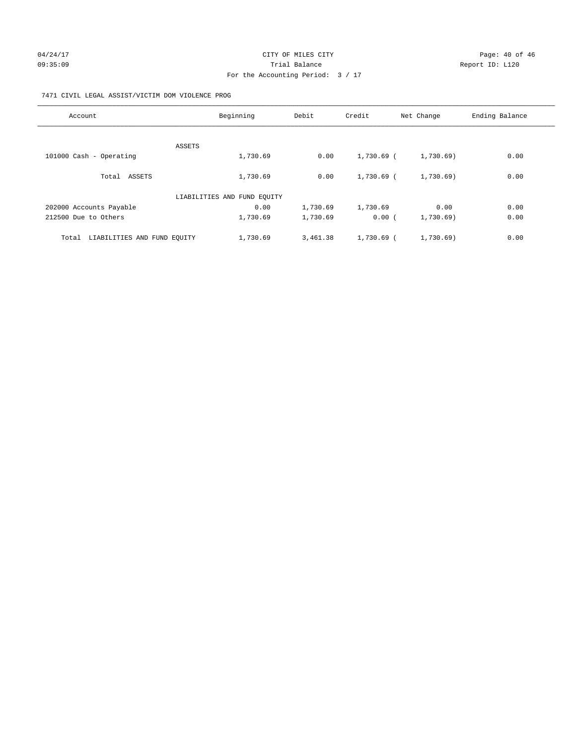CITY OF MILES CITY
Trial Balance
For the Accounting Period: 3 / 17

04/24/17
09:35:09

Report ID: L120

7471 CIVIL LEGAL ASSIST/VICTIM DOM VIOLENCE PROG

| Account | Beginning | Debit | Credit | Net Change | Ending Balance |
|---|---|---|---|---|---|
| ASSETS | | | | | |
| 101000 Cash - Operating | 1,730.69 | 0.00 | 1,730.69 | ( 1,730.69) | 0.00 |
| Total ASSETS | 1,730.69 | 0.00 | 1,730.69 | ( 1,730.69) | 0.00 |
| LIABILITIES AND FUND EQUITY | | | | | |
| 202000 Accounts Payable | 0.00 | 1,730.69 | 1,730.69 | 0.00 | 0.00 |
| 212500 Due to Others | 1,730.69 | 1,730.69 | 0.00 | ( 1,730.69) | 0.00 |
| Total LIABILITIES AND FUND EQUITY | 1,730.69 | 3,461.38 | 1,730.69 | ( 1,730.69) | 0.00 |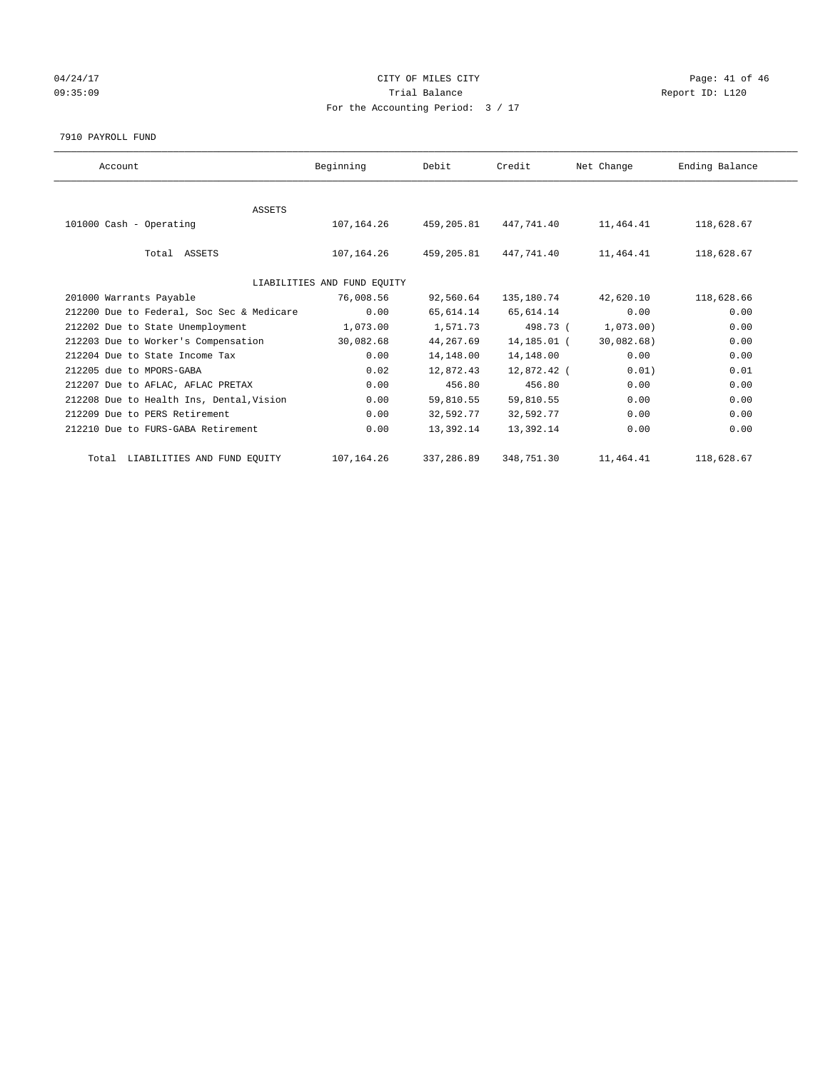CITY OF MILES CITY

Trial Balance

For the Accounting Period: 3 / 17

04/24/17 09:35:09 Report ID: L120

7910 PAYROLL FUND

| Account | Beginning | Debit | Credit | Net Change | Ending Balance |
|---|---|---|---|---|---|
| ASSETS | | | | | |
| 101000 Cash - Operating | 107,164.26 | 459,205.81 | 447,741.40 | 11,464.41 | 118,628.67 |
| Total ASSETS | 107,164.26 | 459,205.81 | 447,741.40 | 11,464.41 | 118,628.67 |
| LIABILITIES AND FUND EQUITY | | | | | |
| 201000 Warrants Payable | 76,008.56 | 92,560.64 | 135,180.74 | 42,620.10 | 118,628.66 |
| 212200 Due to Federal, Soc Sec & Medicare | 0.00 | 65,614.14 | 65,614.14 | 0.00 | 0.00 |
| 212202 Due to State Unemployment | 1,073.00 | 1,571.73 | 498.73 | ( 1,073.00) | 0.00 |
| 212203 Due to Worker's Compensation | 30,082.68 | 44,267.69 | 14,185.01 | ( 30,082.68) | 0.00 |
| 212204 Due to State Income Tax | 0.00 | 14,148.00 | 14,148.00 | 0.00 | 0.00 |
| 212205 due to MPORS-GABA | 0.02 | 12,872.43 | 12,872.42 | ( 0.01) | 0.01 |
| 212207 Due to AFLAC, AFLAC PRETAX | 0.00 | 456.80 | 456.80 | 0.00 | 0.00 |
| 212208 Due to Health Ins, Dental,Vision | 0.00 | 59,810.55 | 59,810.55 | 0.00 | 0.00 |
| 212209 Due to PERS Retirement | 0.00 | 32,592.77 | 32,592.77 | 0.00 | 0.00 |
| 212210 Due to FURS-GABA Retirement | 0.00 | 13,392.14 | 13,392.14 | 0.00 | 0.00 |
| Total LIABILITIES AND FUND EQUITY | 107,164.26 | 337,286.89 | 348,751.30 | 11,464.41 | 118,628.67 |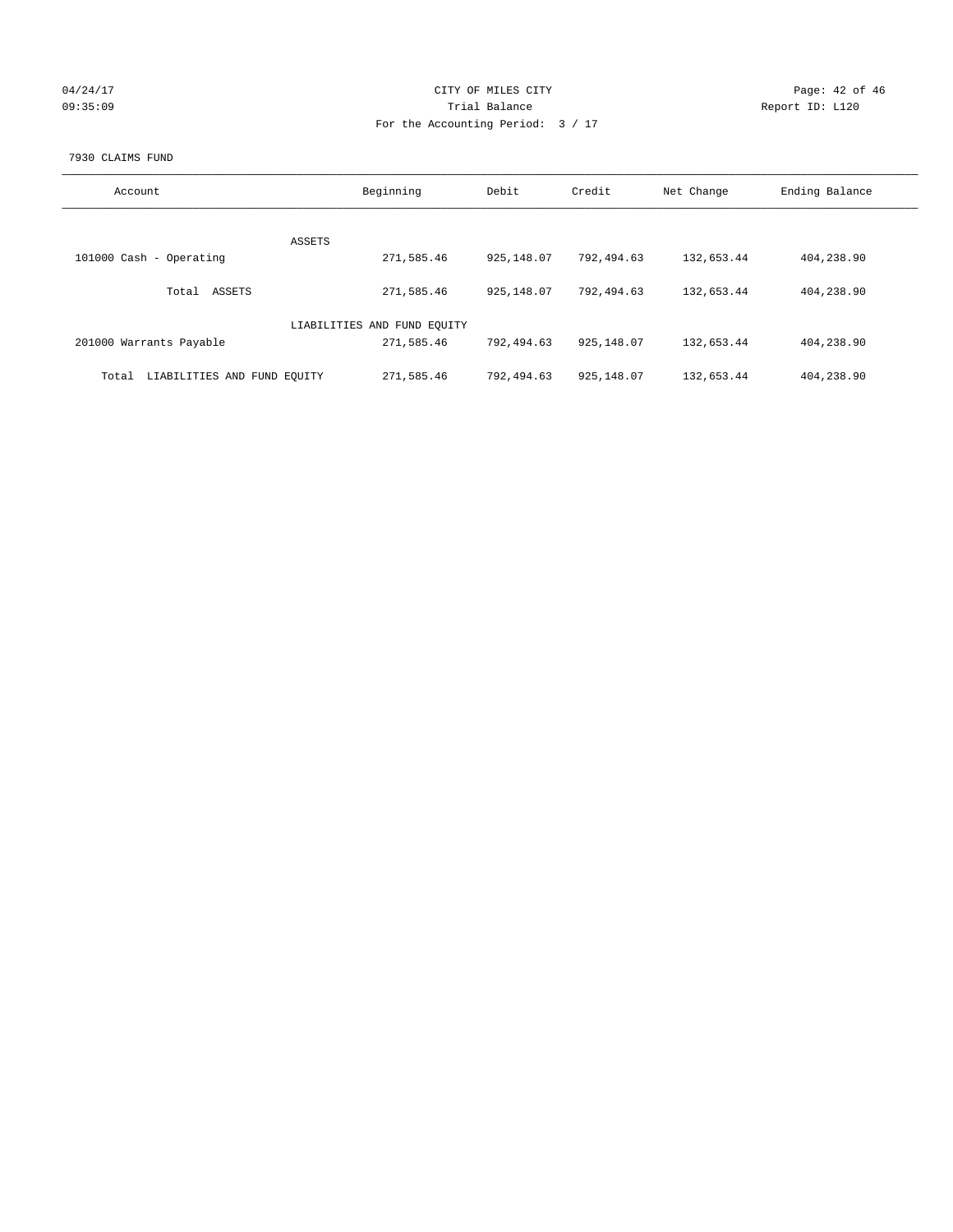CITY OF MILES CITY
Trial Balance
For the Accounting Period: 3 / 17

04/24/17
09:35:09

Report ID: L120

7930 CLAIMS FUND

| Account | Beginning | Debit | Credit | Net Change | Ending Balance |
|---|---|---|---|---|---|
| ASSETS | | | | | |
| 101000 Cash - Operating | 271,585.46 | 925,148.07 | 792,494.63 | 132,653.44 | 404,238.90 |
| Total ASSETS | 271,585.46 | 925,148.07 | 792,494.63 | 132,653.44 | 404,238.90 |
| LIABILITIES AND FUND EQUITY | | | | | |
| 201000 Warrants Payable | 271,585.46 | 792,494.63 | 925,148.07 | 132,653.44 | 404,238.90 |
| Total LIABILITIES AND FUND EQUITY | 271,585.46 | 792,494.63 | 925,148.07 | 132,653.44 | 404,238.90 |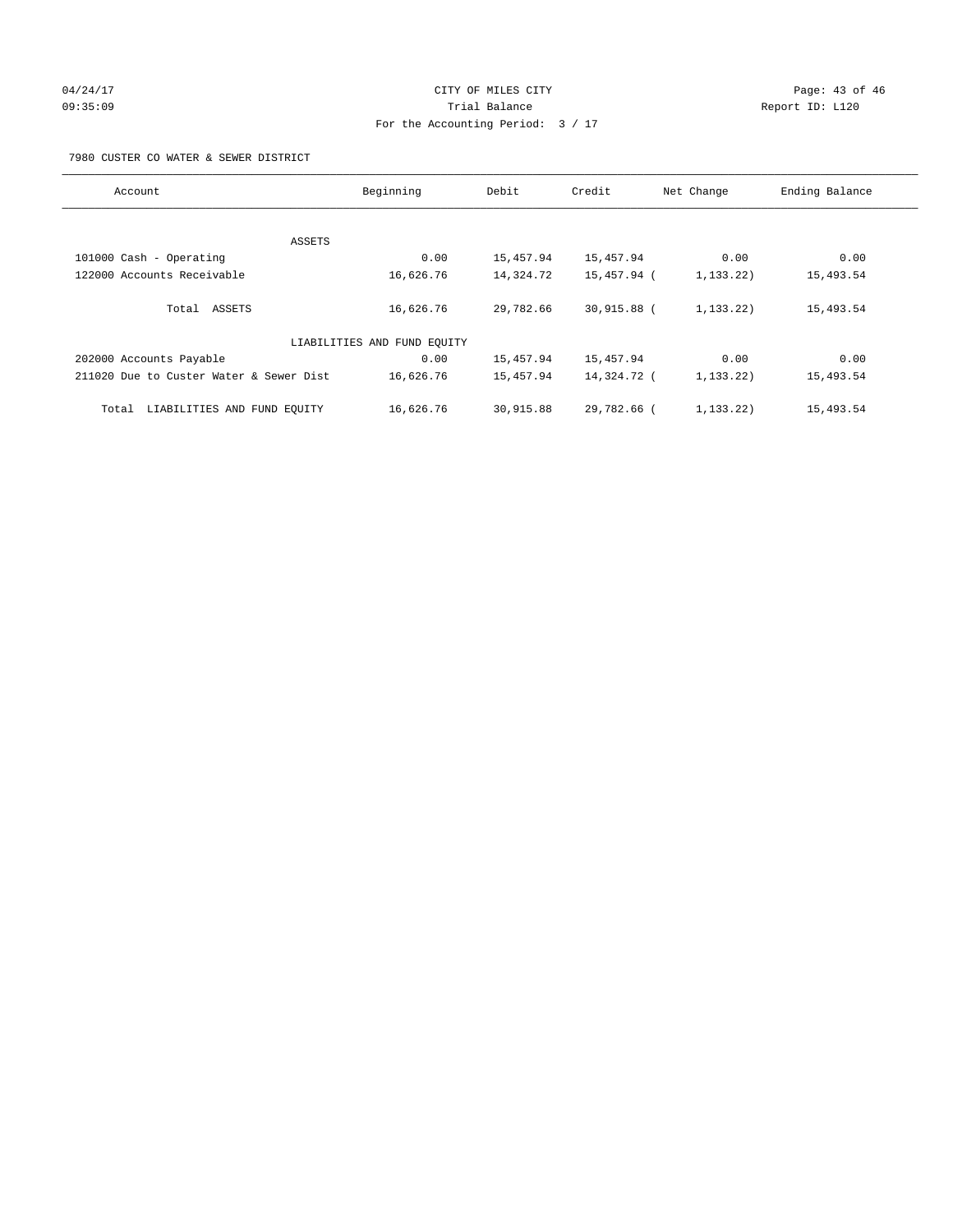CITY OF MILES CITY
Trial Balance
For the Accounting Period: 3 / 17

04/24/17 09:35:09 — Report ID: L120

7980 CUSTER CO WATER & SEWER DISTRICT

| Account | Beginning | Debit | Credit | Net Change | Ending Balance |
|---|---|---|---|---|---|
| ASSETS | | | | | |
| 101000 Cash - Operating | 0.00 | 15,457.94 | 15,457.94 | 0.00 | 0.00 |
| 122000 Accounts Receivable | 16,626.76 | 14,324.72 | 15,457.94 | (1,133.22) | 15,493.54 |
| Total ASSETS | 16,626.76 | 29,782.66 | 30,915.88 | (1,133.22) | 15,493.54 |
| LIABILITIES AND FUND EQUITY | | | | | |
| 202000 Accounts Payable | 0.00 | 15,457.94 | 15,457.94 | 0.00 | 0.00 |
| 211020 Due to Custer Water & Sewer Dist | 16,626.76 | 15,457.94 | 14,324.72 | (1,133.22) | 15,493.54 |
| Total LIABILITIES AND FUND EQUITY | 16,626.76 | 30,915.88 | 29,782.66 | (1,133.22) | 15,493.54 |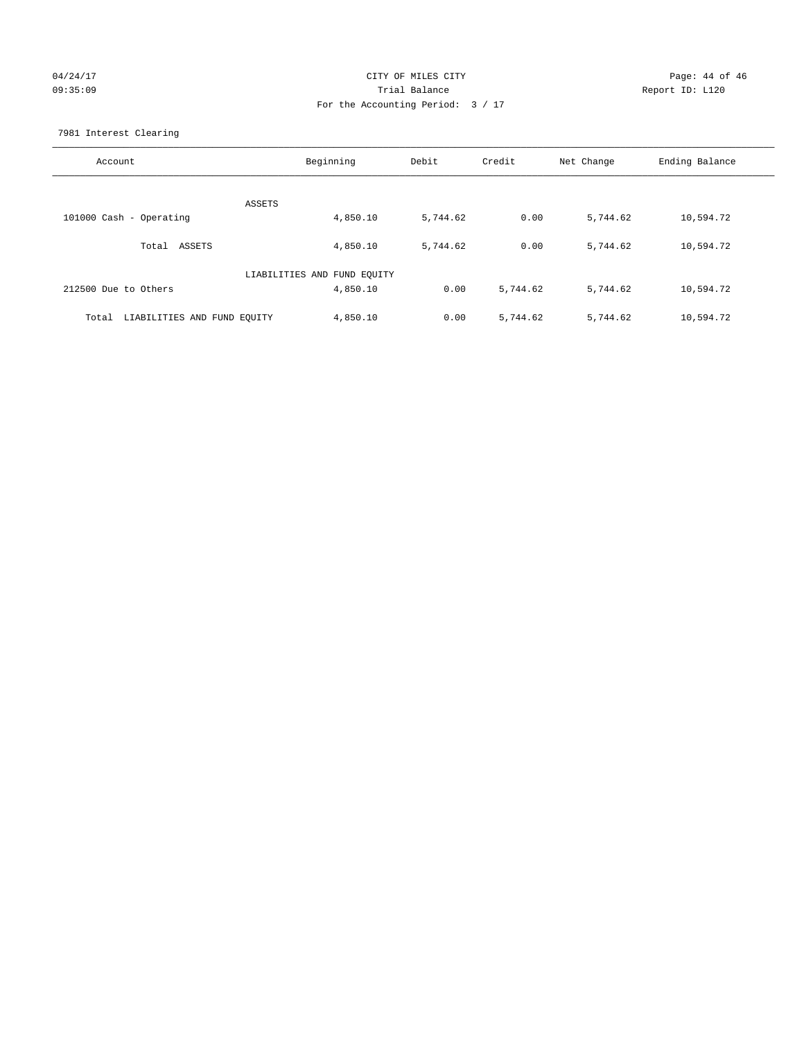04/24/17 CITY OF MILES CITY
09:35:09 Trial Balance Report ID: L120
For the Accounting Period: 3 / 17

7981 Interest Clearing

| Account | Beginning | Debit | Credit | Net Change | Ending Balance |
|---|---|---|---|---|---|
| ASSETS | | | | | |
| 101000 Cash - Operating | 4,850.10 | 5,744.62 | 0.00 | 5,744.62 | 10,594.72 |
| Total ASSETS | 4,850.10 | 5,744.62 | 0.00 | 5,744.62 | 10,594.72 |
| LIABILITIES AND FUND EQUITY | | | | | |
| 212500 Due to Others | 4,850.10 | 0.00 | 5,744.62 | 5,744.62 | 10,594.72 |
| Total LIABILITIES AND FUND EQUITY | 4,850.10 | 0.00 | 5,744.62 | 5,744.62 | 10,594.72 |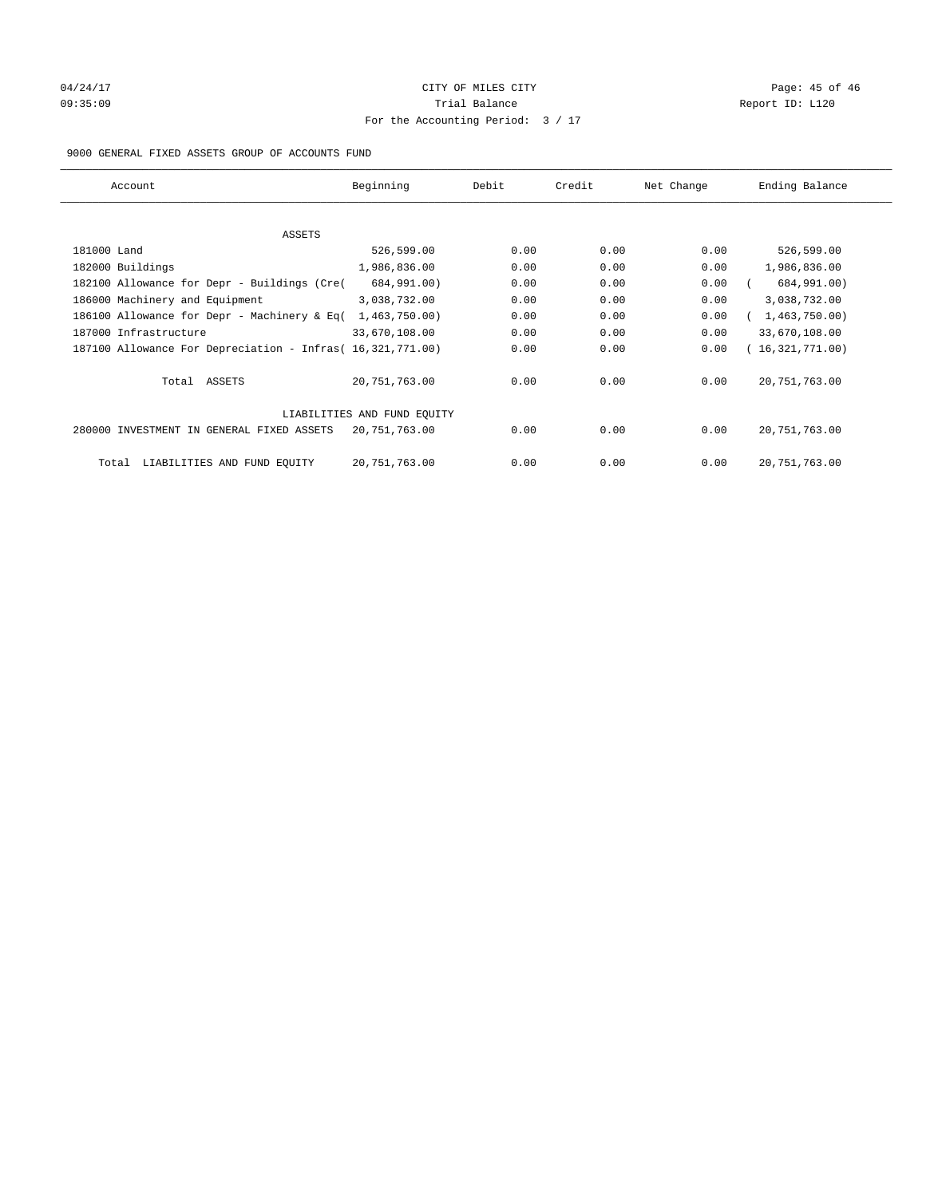CITY OF MILES CITY
Trial Balance
For the Accounting Period: 3 / 17

04/24/17 09:35:09 — Report ID: L120

9000 GENERAL FIXED ASSETS GROUP OF ACCOUNTS FUND

| Account | Beginning | Debit | Credit | Net Change | Ending Balance |
|---|---|---|---|---|---|
| **ASSETS** | | | | | |
| 181000 Land | 526,599.00 | 0.00 | 0.00 | 0.00 | 526,599.00 |
| 182000 Buildings | 1,986,836.00 | 0.00 | 0.00 | 0.00 | 1,986,836.00 |
| 182100 Allowance for Depr - Buildings (Cre( | 684,991.00) | 0.00 | 0.00 | 0.00 | ( 684,991.00) |
| 186000 Machinery and Equipment | 3,038,732.00 | 0.00 | 0.00 | 0.00 | 3,038,732.00 |
| 186100 Allowance for Depr - Machinery & Eq( | 1,463,750.00) | 0.00 | 0.00 | 0.00 | ( 1,463,750.00) |
| 187000 Infrastructure | 33,670,108.00 | 0.00 | 0.00 | 0.00 | 33,670,108.00 |
| 187100 Allowance For Depreciation - Infras( | 16,321,771.00) | 0.00 | 0.00 | 0.00 | ( 16,321,771.00) |
| Total ASSETS | 20,751,763.00 | 0.00 | 0.00 | 0.00 | 20,751,763.00 |
| **LIABILITIES AND FUND EQUITY** | | | | | |
| 280000 INVESTMENT IN GENERAL FIXED ASSETS | 20,751,763.00 | 0.00 | 0.00 | 0.00 | 20,751,763.00 |
| Total LIABILITIES AND FUND EQUITY | 20,751,763.00 | 0.00 | 0.00 | 0.00 | 20,751,763.00 |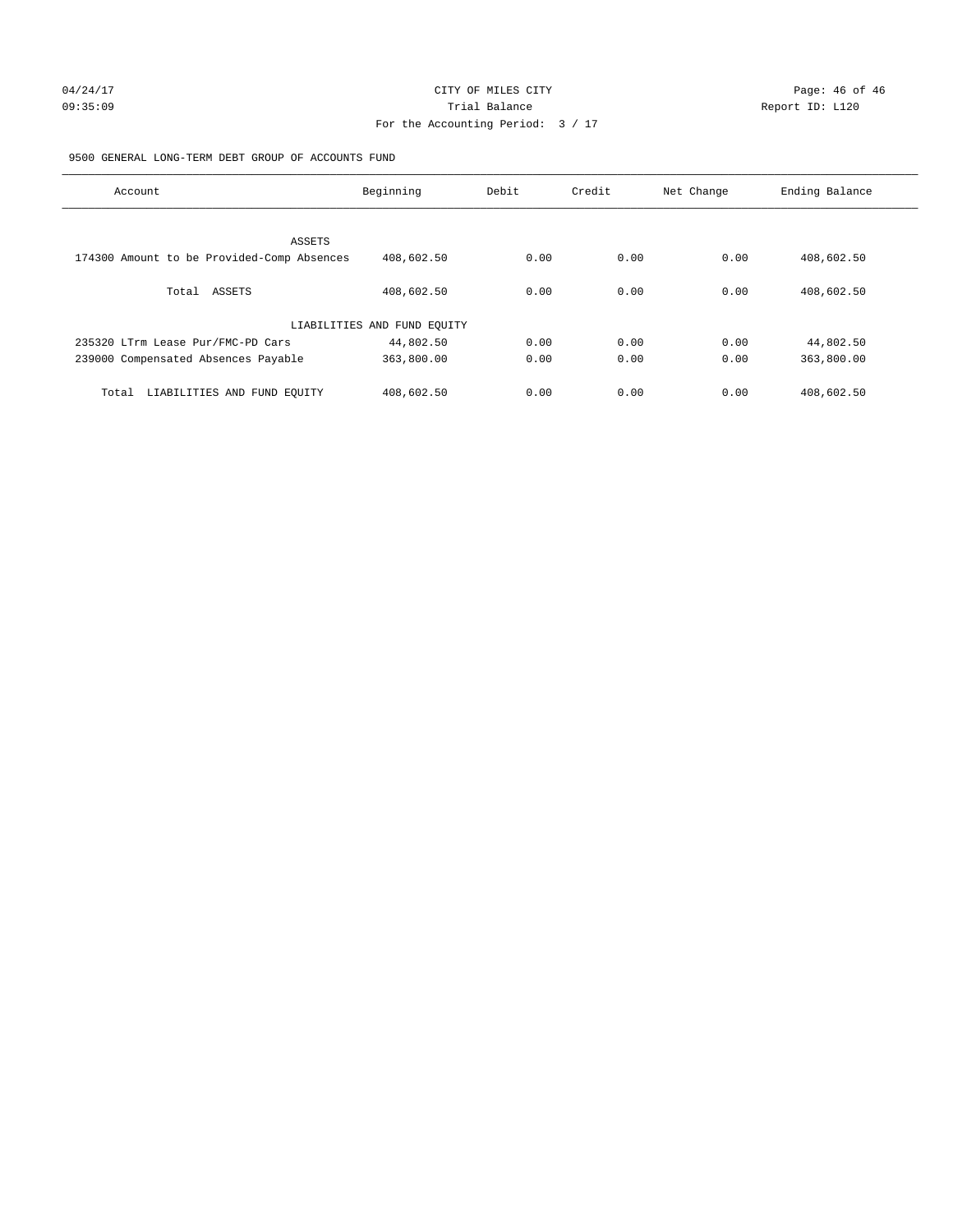CITY OF MILES CITY

Trial Balance

For the Accounting Period: 3 / 17

9500 GENERAL LONG-TERM DEBT GROUP OF ACCOUNTS FUND

| Account | Beginning | Debit | Credit | Net Change | Ending Balance |
|---|---|---|---|---|---|
| ASSETS | | | | | |
| 174300 Amount to be Provided-Comp Absences | 408,602.50 | 0.00 | 0.00 | 0.00 | 408,602.50 |
| Total ASSETS | 408,602.50 | 0.00 | 0.00 | 0.00 | 408,602.50 |
| LIABILITIES AND FUND EQUITY | | | | | |
| 235320 LTrm Lease Pur/FMC-PD Cars | 44,802.50 | 0.00 | 0.00 | 0.00 | 44,802.50 |
| 239000 Compensated Absences Payable | 363,800.00 | 0.00 | 0.00 | 0.00 | 363,800.00 |
| Total LIABILITIES AND FUND EQUITY | 408,602.50 | 0.00 | 0.00 | 0.00 | 408,602.50 |